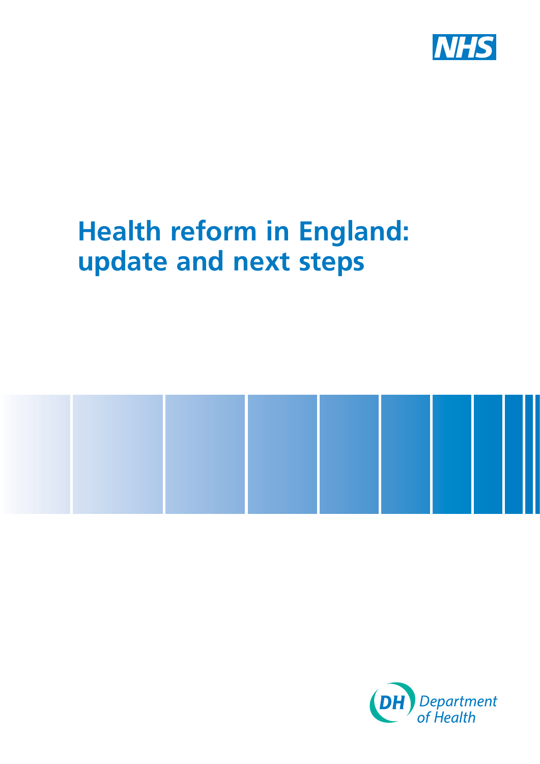NHS

# Health reform in England: update and next steps

DH Department of Health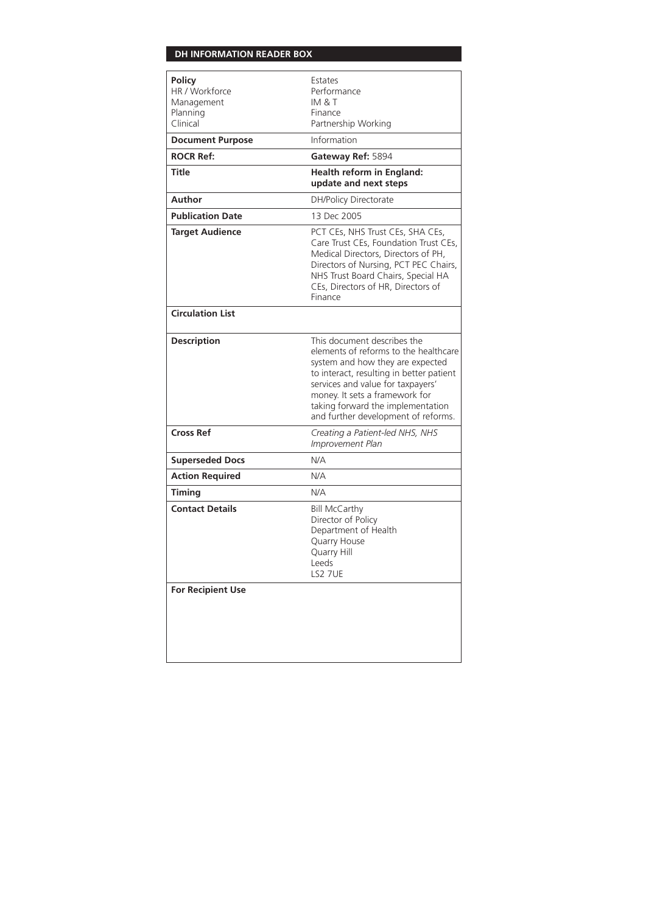## DH INFORMATION READER BOX

| **Policy**<br>HR / Workforce<br>Management<br>Planning<br>Clinical | Estates<br>Performance<br>IM & T<br>Finance<br>Partnership Working |
|---|---|
| **Document Purpose** | Information |
| **ROCR Ref:** | **Gateway Ref:** 5894 |
| **Title** | **Health reform in England: update and next steps** |
| **Author** | DH/Policy Directorate |
| **Publication Date** | 13 Dec 2005 |
| **Target Audience** | PCT CEs, NHS Trust CEs, SHA CEs, Care Trust CEs, Foundation Trust CEs, Medical Directors, Directors of PH, Directors of Nursing, PCT PEC Chairs, NHS Trust Board Chairs, Special HA CEs, Directors of HR, Directors of Finance |
| **Circulation List** | |
| **Description** | This document describes the elements of reforms to the healthcare system and how they are expected to interact, resulting in better patient services and value for taxpayers' money. It sets a framework for taking forward the implementation and further development of reforms. |
| **Cross Ref** | *Creating a Patient-led NHS, NHS Improvement Plan* |
| **Superseded Docs** | N/A |
| **Action Required** | N/A |
| **Timing** | N/A |
| **Contact Details** | Bill McCarthy<br>Director of Policy<br>Department of Health<br>Quarry House<br>Quarry Hill<br>Leeds<br>LS2 7UE |
| **For Recipient Use** | |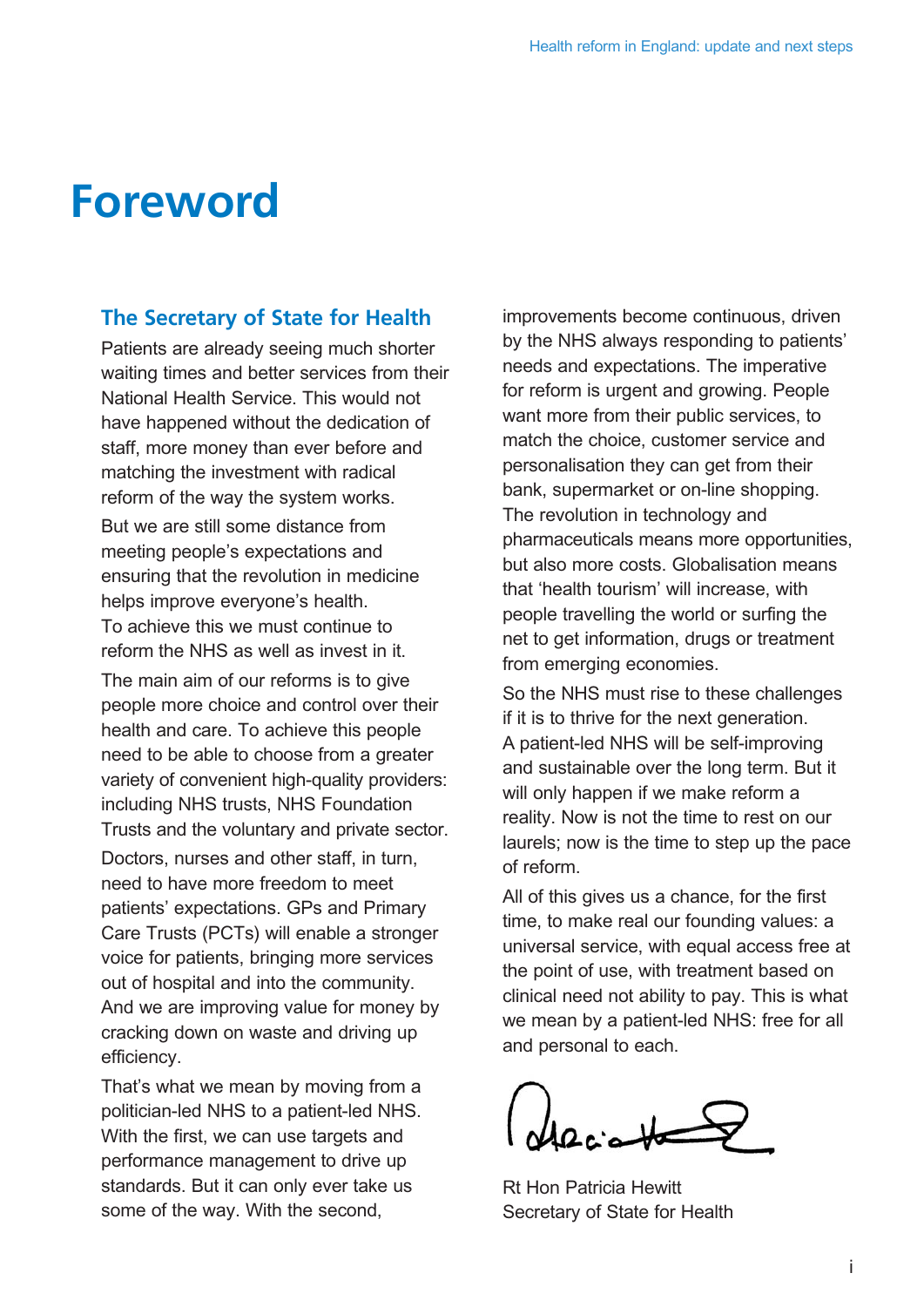# Foreword

## The Secretary of State for Health

Patients are already seeing much shorter waiting times and better services from their National Health Service. This would not have happened without the dedication of staff, more money than ever before and matching the investment with radical reform of the way the system works.

But we are still some distance from meeting people's expectations and ensuring that the revolution in medicine helps improve everyone's health. To achieve this we must continue to reform the NHS as well as invest in it.

The main aim of our reforms is to give people more choice and control over their health and care. To achieve this people need to be able to choose from a greater variety of convenient high-quality providers: including NHS trusts, NHS Foundation Trusts and the voluntary and private sector.

Doctors, nurses and other staff, in turn, need to have more freedom to meet patients' expectations. GPs and Primary Care Trusts (PCTs) will enable a stronger voice for patients, bringing more services out of hospital and into the community. And we are improving value for money by cracking down on waste and driving up efficiency.

That's what we mean by moving from a politician-led NHS to a patient-led NHS. With the first, we can use targets and performance management to drive up standards. But it can only ever take us some of the way. With the second, improvements become continuous, driven by the NHS always responding to patients' needs and expectations. The imperative for reform is urgent and growing. People want more from their public services, to match the choice, customer service and personalisation they can get from their bank, supermarket or on-line shopping. The revolution in technology and pharmaceuticals means more opportunities, but also more costs. Globalisation means that 'health tourism' will increase, with people travelling the world or surfing the net to get information, drugs or treatment from emerging economies.

So the NHS must rise to these challenges if it is to thrive for the next generation. A patient-led NHS will be self-improving and sustainable over the long term. But it will only happen if we make reform a reality. Now is not the time to rest on our laurels; now is the time to step up the pace of reform.

All of this gives us a chance, for the first time, to make real our founding values: a universal service, with equal access free at the point of use, with treatment based on clinical need not ability to pay. This is what we mean by a patient-led NHS: free for all and personal to each.

Rt Hon Patricia Hewitt
Secretary of State for Health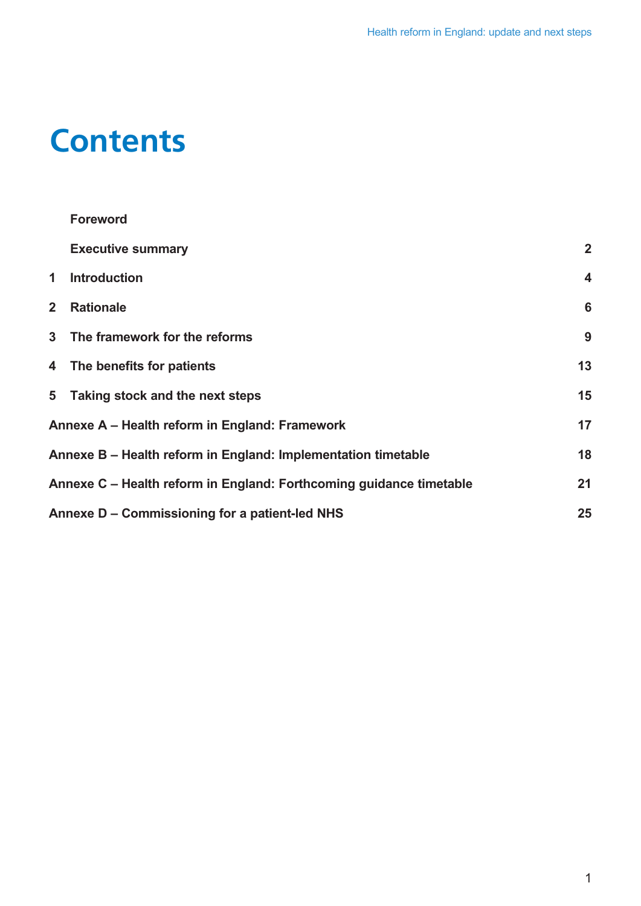# Contents

| | | |
|---|---|---|
| | **Foreword** | |
| | **Executive summary** | **2** |
| **1** | **Introduction** | **4** |
| **2** | **Rationale** | **6** |
| **3** | **The framework for the reforms** | **9** |
| **4** | **The benefits for patients** | **13** |
| **5** | **Taking stock and the next steps** | **15** |
| **Annexe A – Health reform in England: Framework** | | **17** |
| **Annexe B – Health reform in England: Implementation timetable** | | **18** |
| **Annexe C – Health reform in England: Forthcoming guidance timetable** | | **21** |
| **Annexe D – Commissioning for a patient-led NHS** | | **25** |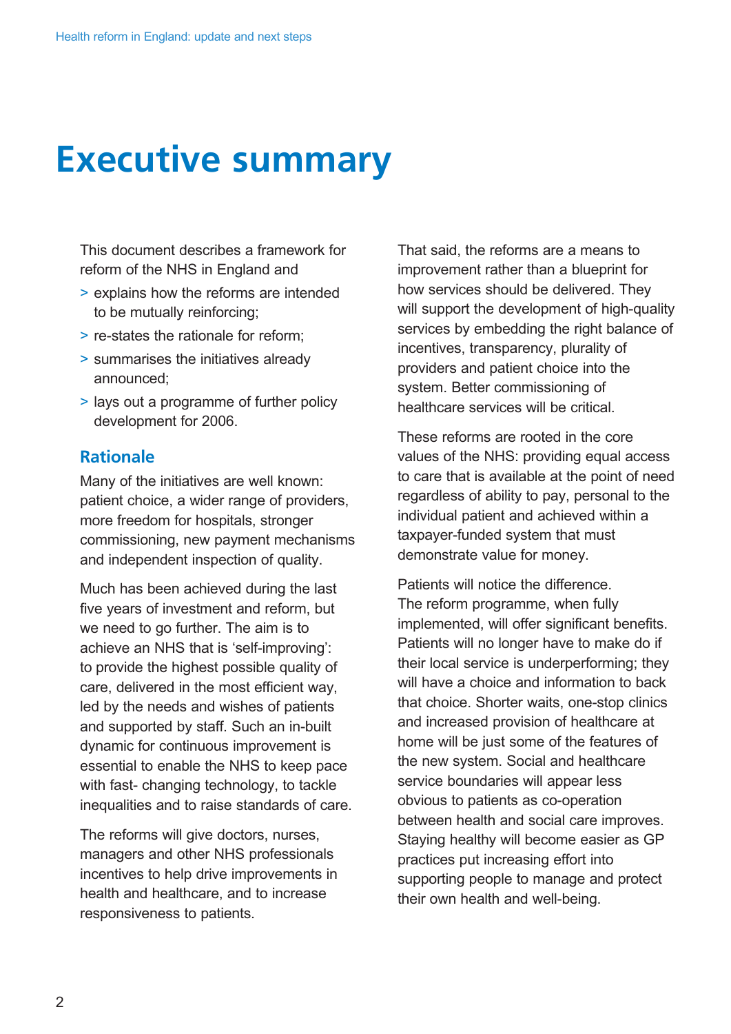# Executive summary

This document describes a framework for reform of the NHS in England and

- explains how the reforms are intended to be mutually reinforcing;
- re-states the rationale for reform;
- summarises the initiatives already announced;
- lays out a programme of further policy development for 2006.

## Rationale

Many of the initiatives are well known: patient choice, a wider range of providers, more freedom for hospitals, stronger commissioning, new payment mechanisms and independent inspection of quality.

Much has been achieved during the last five years of investment and reform, but we need to go further. The aim is to achieve an NHS that is 'self-improving': to provide the highest possible quality of care, delivered in the most efficient way, led by the needs and wishes of patients and supported by staff. Such an in-built dynamic for continuous improvement is essential to enable the NHS to keep pace with fast- changing technology, to tackle inequalities and to raise standards of care.

The reforms will give doctors, nurses, managers and other NHS professionals incentives to help drive improvements in health and healthcare, and to increase responsiveness to patients.

That said, the reforms are a means to improvement rather than a blueprint for how services should be delivered. They will support the development of high-quality services by embedding the right balance of incentives, transparency, plurality of providers and patient choice into the system. Better commissioning of healthcare services will be critical.

These reforms are rooted in the core values of the NHS: providing equal access to care that is available at the point of need regardless of ability to pay, personal to the individual patient and achieved within a taxpayer-funded system that must demonstrate value for money.

Patients will notice the difference. The reform programme, when fully implemented, will offer significant benefits. Patients will no longer have to make do if their local service is underperforming; they will have a choice and information to back that choice. Shorter waits, one-stop clinics and increased provision of healthcare at home will be just some of the features of the new system. Social and healthcare service boundaries will appear less obvious to patients as co-operation between health and social care improves. Staying healthy will become easier as GP practices put increasing effort into supporting people to manage and protect their own health and well-being.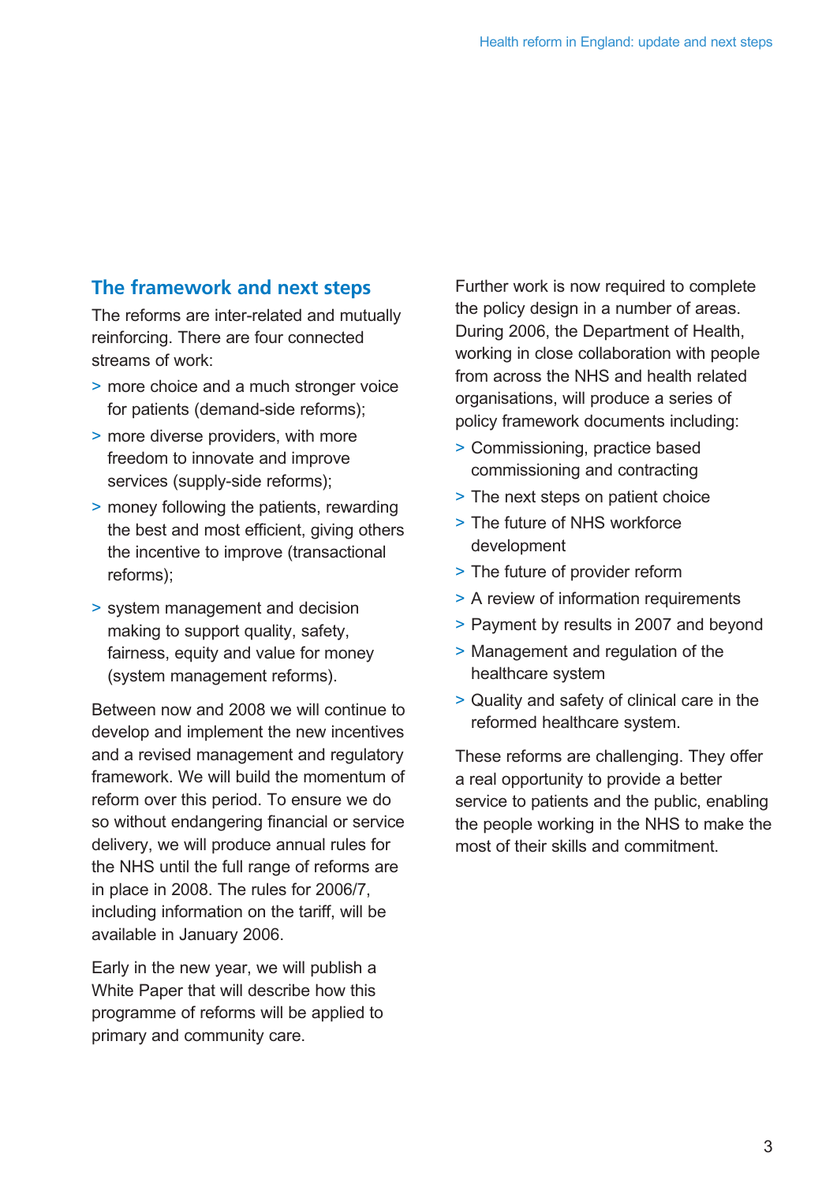## The framework and next steps

The reforms are inter-related and mutually reinforcing. There are four connected streams of work:

- more choice and a much stronger voice for patients (demand-side reforms);
- more diverse providers, with more freedom to innovate and improve services (supply-side reforms);
- money following the patients, rewarding the best and most efficient, giving others the incentive to improve (transactional reforms);
- system management and decision making to support quality, safety, fairness, equity and value for money (system management reforms).

Between now and 2008 we will continue to develop and implement the new incentives and a revised management and regulatory framework. We will build the momentum of reform over this period. To ensure we do so without endangering financial or service delivery, we will produce annual rules for the NHS until the full range of reforms are in place in 2008. The rules for 2006/7, including information on the tariff, will be available in January 2006.

Early in the new year, we will publish a White Paper that will describe how this programme of reforms will be applied to primary and community care.

Further work is now required to complete the policy design in a number of areas. During 2006, the Department of Health, working in close collaboration with people from across the NHS and health related organisations, will produce a series of policy framework documents including:

- Commissioning, practice based commissioning and contracting
- The next steps on patient choice
- The future of NHS workforce development
- The future of provider reform
- A review of information requirements
- Payment by results in 2007 and beyond
- Management and regulation of the healthcare system
- Quality and safety of clinical care in the reformed healthcare system.

These reforms are challenging. They offer a real opportunity to provide a better service to patients and the public, enabling the people working in the NHS to make the most of their skills and commitment.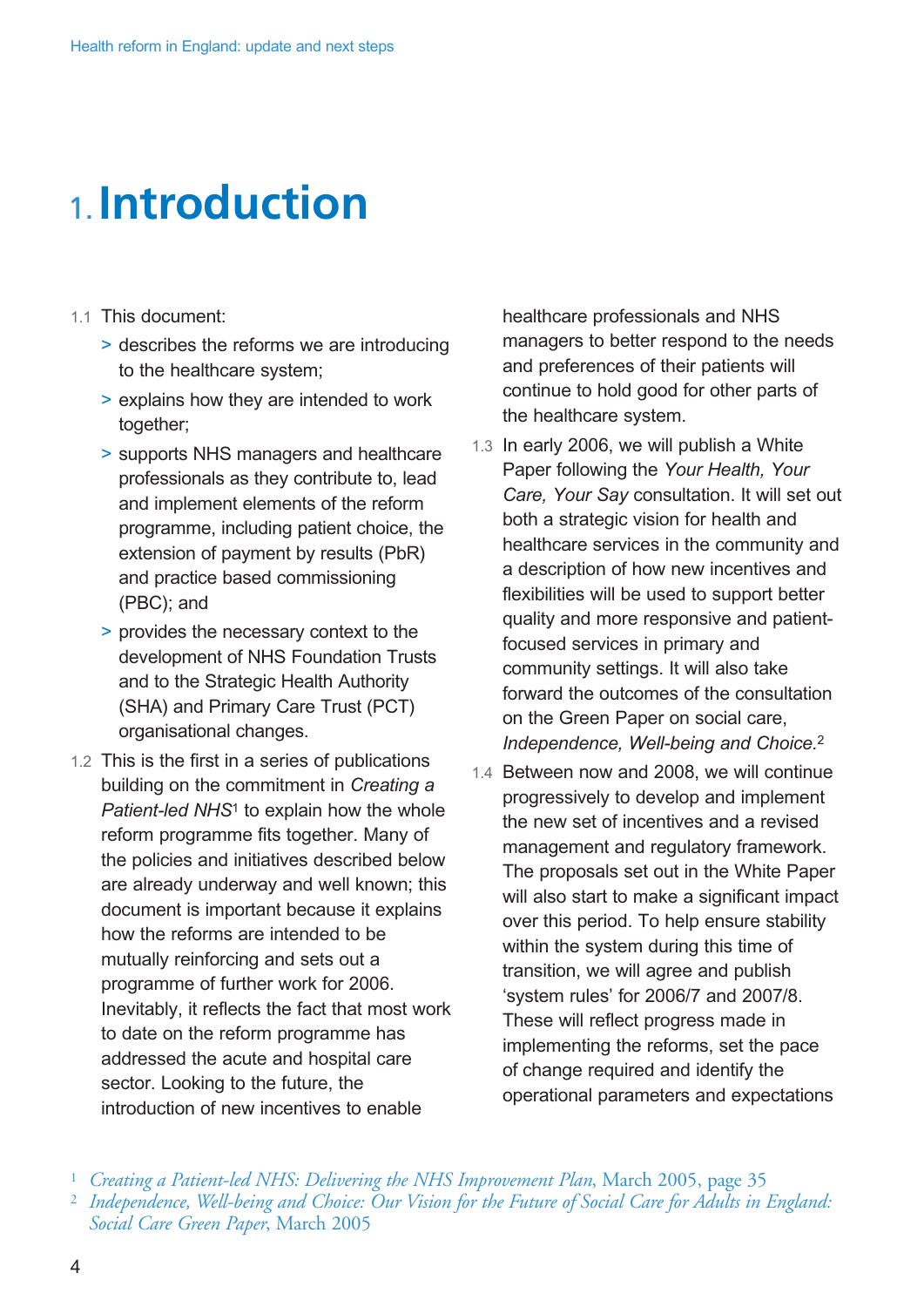# 1. Introduction

1.1 This document:

- describes the reforms we are introducing to the healthcare system;
- explains how they are intended to work together;
- supports NHS managers and healthcare professionals as they contribute to, lead and implement elements of the reform programme, including patient choice, the extension of payment by results (PbR) and practice based commissioning (PBC); and
- provides the necessary context to the development of NHS Foundation Trusts and to the Strategic Health Authority (SHA) and Primary Care Trust (PCT) organisational changes.

1.2 This is the first in a series of publications building on the commitment in *Creating a Patient-led NHS*[1] to explain how the whole reform programme fits together. Many of the policies and initiatives described below are already underway and well known; this document is important because it explains how the reforms are intended to be mutually reinforcing and sets out a programme of further work for 2006. Inevitably, it reflects the fact that most work to date on the reform programme has addressed the acute and hospital care sector. Looking to the future, the introduction of new incentives to enable healthcare professionals and NHS managers to better respond to the needs and preferences of their patients will continue to hold good for other parts of the healthcare system.

1.3 In early 2006, we will publish a White Paper following the *Your Health, Your Care, Your Say* consultation. It will set out both a strategic vision for health and healthcare services in the community and a description of how new incentives and flexibilities will be used to support better quality and more responsive and patient-focused services in primary and community settings. It will also take forward the outcomes of the consultation on the Green Paper on social care, *Independence, Well-being and Choice.*[2]

1.4 Between now and 2008, we will continue progressively to develop and implement the new set of incentives and a revised management and regulatory framework. The proposals set out in the White Paper will also start to make a significant impact over this period. To help ensure stability within the system during this time of transition, we will agree and publish 'system rules' for 2006/7 and 2007/8. These will reflect progress made in implementing the reforms, set the pace of change required and identify the operational parameters and expectations

[1] *Creating a Patient-led NHS: Delivering the NHS Improvement Plan*, March 2005, page 35

[2] *Independence, Well-being and Choice: Our Vision for the Future of Social Care for Adults in England: Social Care Green Paper*, March 2005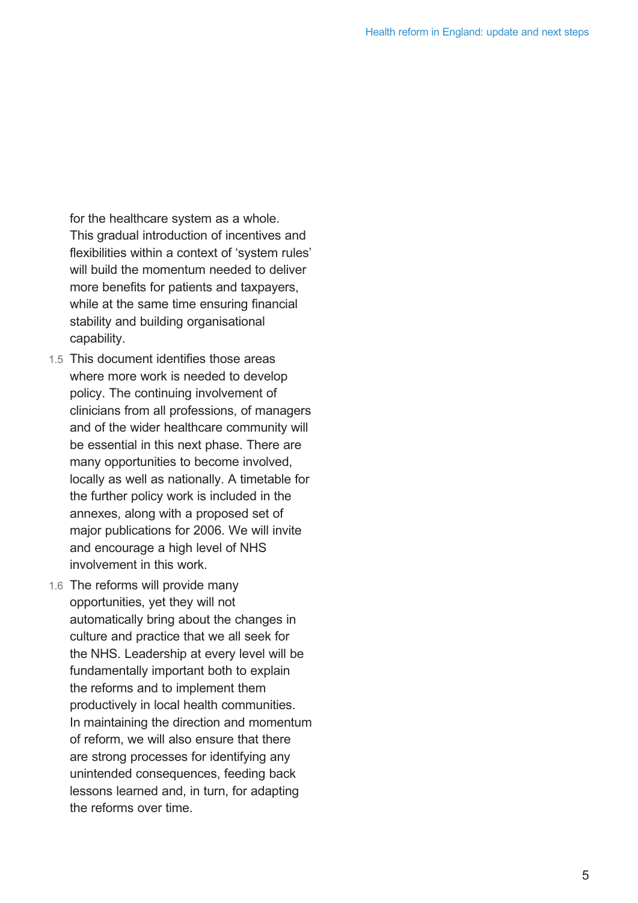for the healthcare system as a whole. This gradual introduction of incentives and flexibilities within a context of 'system rules' will build the momentum needed to deliver more benefits for patients and taxpayers, while at the same time ensuring financial stability and building organisational capability.

1.5 This document identifies those areas where more work is needed to develop policy. The continuing involvement of clinicians from all professions, of managers and of the wider healthcare community will be essential in this next phase. There are many opportunities to become involved, locally as well as nationally. A timetable for the further policy work is included in the annexes, along with a proposed set of major publications for 2006. We will invite and encourage a high level of NHS involvement in this work.

1.6 The reforms will provide many opportunities, yet they will not automatically bring about the changes in culture and practice that we all seek for the NHS. Leadership at every level will be fundamentally important both to explain the reforms and to implement them productively in local health communities. In maintaining the direction and momentum of reform, we will also ensure that there are strong processes for identifying any unintended consequences, feeding back lessons learned and, in turn, for adapting the reforms over time.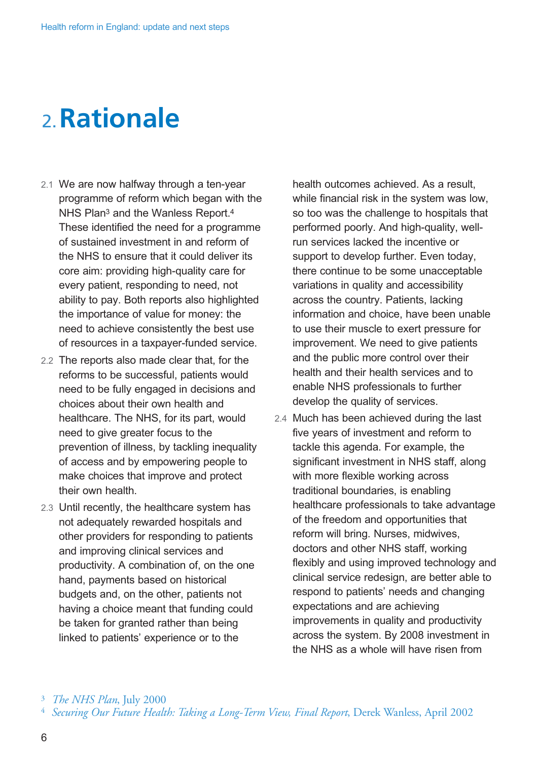# 2. Rationale

2.1 We are now halfway through a ten-year programme of reform which began with the NHS Plan[3] and the Wanless Report.[4] These identified the need for a programme of sustained investment in and reform of the NHS to ensure that it could deliver its core aim: providing high-quality care for every patient, responding to need, not ability to pay. Both reports also highlighted the importance of value for money: the need to achieve consistently the best use of resources in a taxpayer-funded service.

2.2 The reports also made clear that, for the reforms to be successful, patients would need to be fully engaged in decisions and choices about their own health and healthcare. The NHS, for its part, would need to give greater focus to the prevention of illness, by tackling inequality of access and by empowering people to make choices that improve and protect their own health.

2.3 Until recently, the healthcare system has not adequately rewarded hospitals and other providers for responding to patients and improving clinical services and productivity. A combination of, on the one hand, payments based on historical budgets and, on the other, patients not having a choice meant that funding could be taken for granted rather than being linked to patients' experience or to the health outcomes achieved. As a result, while financial risk in the system was low, so too was the challenge to hospitals that performed poorly. And high-quality, well-run services lacked the incentive or support to develop further. Even today, there continue to be some unacceptable variations in quality and accessibility across the country. Patients, lacking information and choice, have been unable to use their muscle to exert pressure for improvement. We need to give patients and the public more control over their health and their health services and to enable NHS professionals to further develop the quality of services.

2.4 Much has been achieved during the last five years of investment and reform to tackle this agenda. For example, the significant investment in NHS staff, along with more flexible working across traditional boundaries, is enabling healthcare professionals to take advantage of the freedom and opportunities that reform will bring. Nurses, midwives, doctors and other NHS staff, working flexibly and using improved technology and clinical service redesign, are better able to respond to patients' needs and changing expectations and are achieving improvements in quality and productivity across the system. By 2008 investment in the NHS as a whole will have risen from

[3] *The NHS Plan*, July 2000

[4] *Securing Our Future Health: Taking a Long-Term View, Final Report*, Derek Wanless, April 2002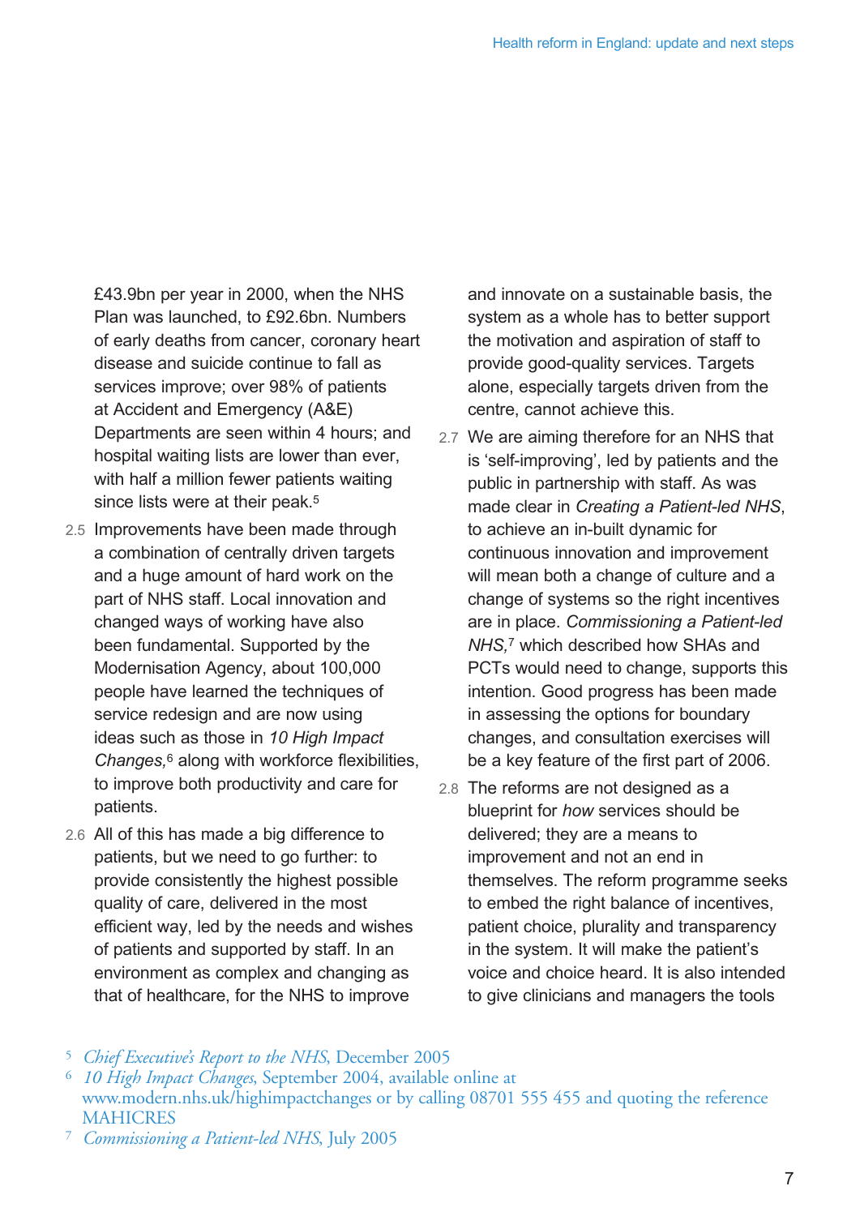£43.9bn per year in 2000, when the NHS Plan was launched, to £92.6bn. Numbers of early deaths from cancer, coronary heart disease and suicide continue to fall as services improve; over 98% of patients at Accident and Emergency (A&E) Departments are seen within 4 hours; and hospital waiting lists are lower than ever, with half a million fewer patients waiting since lists were at their peak.[5]

2.5 Improvements have been made through a combination of centrally driven targets and a huge amount of hard work on the part of NHS staff. Local innovation and changed ways of working have also been fundamental. Supported by the Modernisation Agency, about 100,000 people have learned the techniques of service redesign and are now using ideas such as those in *10 High Impact Changes,*[6] along with workforce flexibilities, to improve both productivity and care for patients.

2.6 All of this has made a big difference to patients, but we need to go further: to provide consistently the highest possible quality of care, delivered in the most efficient way, led by the needs and wishes of patients and supported by staff. In an environment as complex and changing as that of healthcare, for the NHS to improve and innovate on a sustainable basis, the system as a whole has to better support the motivation and aspiration of staff to provide good-quality services. Targets alone, especially targets driven from the centre, cannot achieve this.

2.7 We are aiming therefore for an NHS that is 'self-improving', led by patients and the public in partnership with staff. As was made clear in *Creating a Patient-led NHS*, to achieve an in-built dynamic for continuous innovation and improvement will mean both a change of culture and a change of systems so the right incentives are in place. *Commissioning a Patient-led NHS,*[7] which described how SHAs and PCTs would need to change, supports this intention. Good progress has been made in assessing the options for boundary changes, and consultation exercises will be a key feature of the first part of 2006.

2.8 The reforms are not designed as a blueprint for *how* services should be delivered; they are a means to improvement and not an end in themselves. The reform programme seeks to embed the right balance of incentives, patient choice, plurality and transparency in the system. It will make the patient's voice and choice heard. It is also intended to give clinicians and managers the tools

---

[5] *Chief Executive's Report to the NHS*, December 2005

[6] *10 High Impact Changes*, September 2004, available online at www.modern.nhs.uk/highimpactchanges or by calling 08701 555 455 and quoting the reference MAHICRES

[7] *Commissioning a Patient-led NHS*, July 2005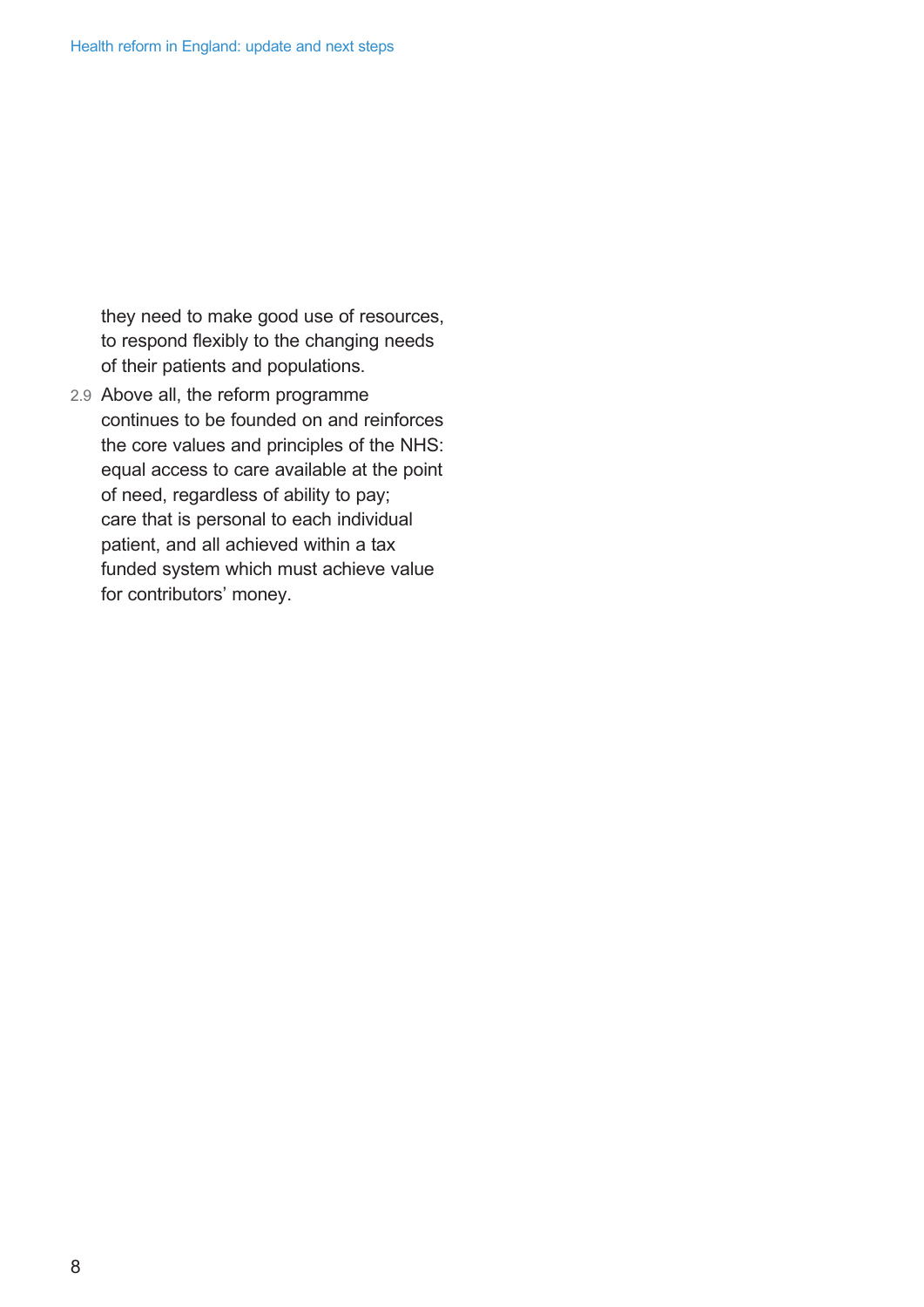they need to make good use of resources, to respond flexibly to the changing needs of their patients and populations.

2.9 Above all, the reform programme continues to be founded on and reinforces the core values and principles of the NHS: equal access to care available at the point of need, regardless of ability to pay; care that is personal to each individual patient, and all achieved within a tax funded system which must achieve value for contributors' money.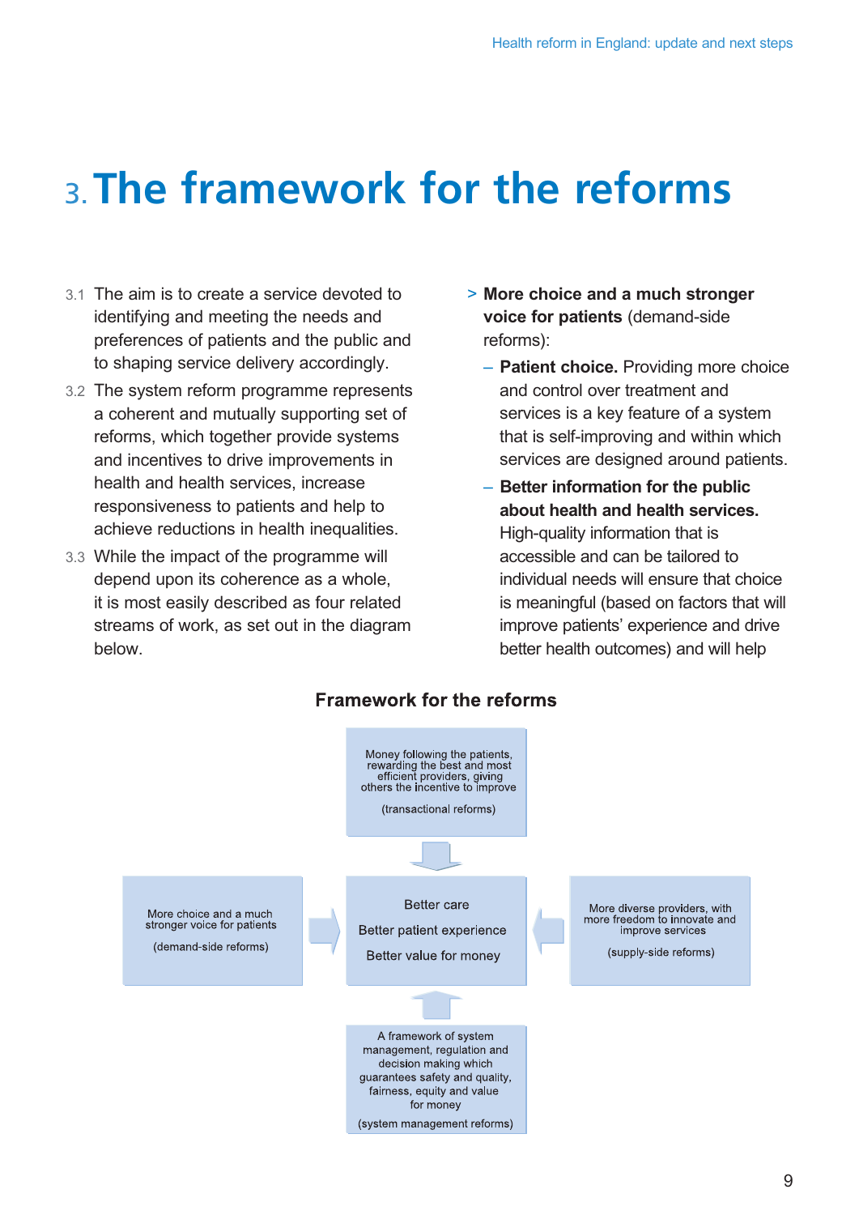# 3. The framework for the reforms

3.1 The aim is to create a service devoted to identifying and meeting the needs and preferences of patients and the public and to shaping service delivery accordingly.

3.2 The system reform programme represents a coherent and mutually supporting set of reforms, which together provide systems and incentives to drive improvements in health and health services, increase responsiveness to patients and help to achieve reductions in health inequalities.

3.3 While the impact of the programme will depend upon its coherence as a whole, it is most easily described as four related streams of work, as set out in the diagram below.

> **More choice and a much stronger voice for patients** (demand-side reforms):

- **Patient choice.** Providing more choice and control over treatment and services is a key feature of a system that is self-improving and within which services are designed around patients.
- **Better information for the public about health and health services.** High-quality information that is accessible and can be tailored to individual needs will ensure that choice is meaningful (based on factors that will improve patients' experience and drive better health outcomes) and will help

**Framework for the reforms**

Money following the patients, rewarding the best and most efficient providers, giving others the incentive to improve

(transactional reforms)

More choice and a much stronger voice for patients

(demand-side reforms)

Better care

Better patient experience

Better value for money

More diverse providers, with more freedom to innovate and improve services

(supply-side reforms)

A framework of system management, regulation and decision making which guarantees safety and quality, fairness, equity and value for money

(system management reforms)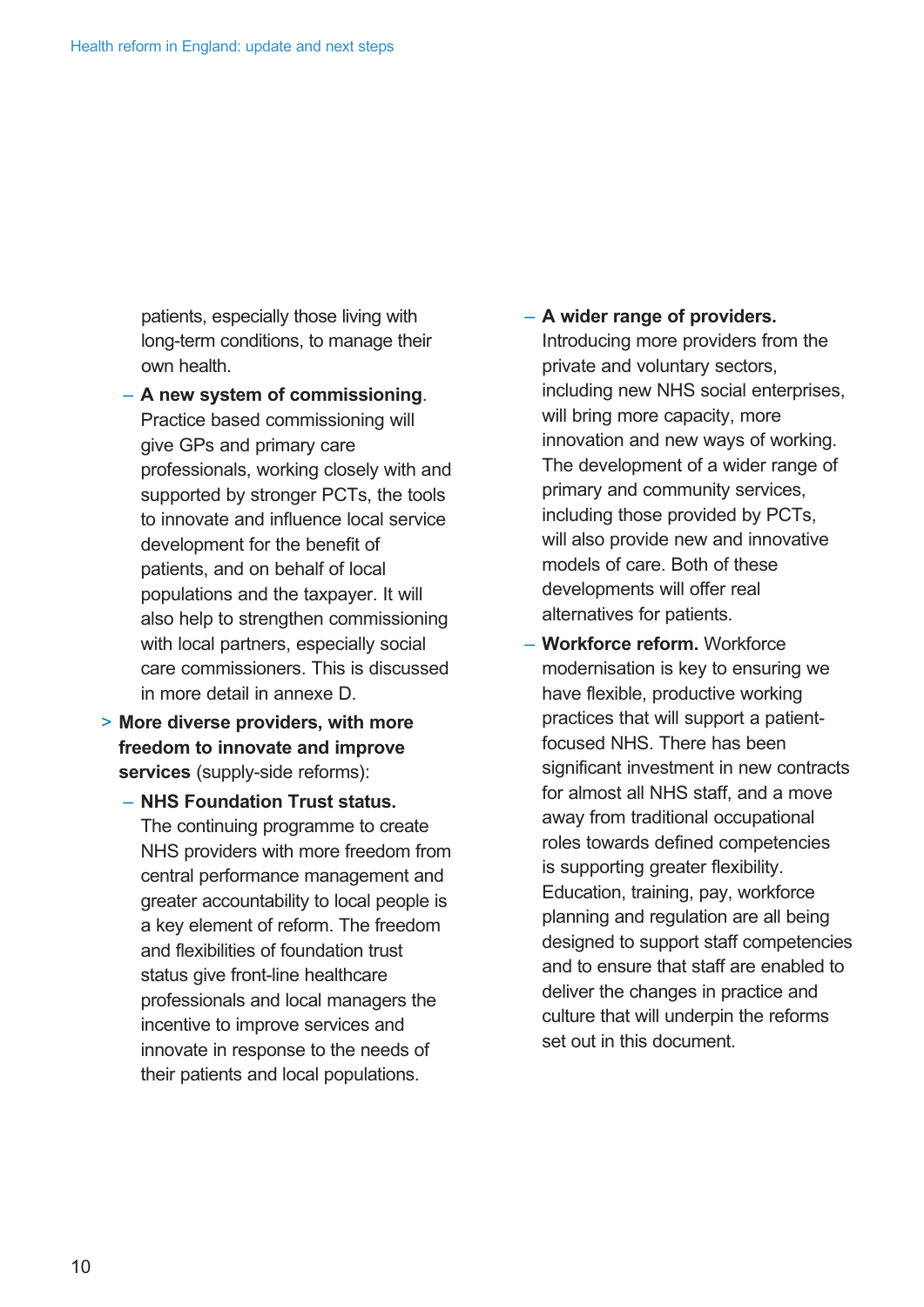patients, especially those living with long-term conditions, to manage their own health.

- **A new system of commissioning**. Practice based commissioning will give GPs and primary care professionals, working closely with and supported by stronger PCTs, the tools to innovate and influence local service development for the benefit of patients, and on behalf of local populations and the taxpayer. It will also help to strengthen commissioning with local partners, especially social care commissioners. This is discussed in more detail in annexe D.

> **More diverse providers, with more freedom to innovate and improve services** (supply-side reforms):

- **NHS Foundation Trust status.** The continuing programme to create NHS providers with more freedom from central performance management and greater accountability to local people is a key element of reform. The freedom and flexibilities of foundation trust status give front-line healthcare professionals and local managers the incentive to improve services and innovate in response to the needs of their patients and local populations.
- **A wider range of providers.** Introducing more providers from the private and voluntary sectors, including new NHS social enterprises, will bring more capacity, more innovation and new ways of working. The development of a wider range of primary and community services, including those provided by PCTs, will also provide new and innovative models of care. Both of these developments will offer real alternatives for patients.
- **Workforce reform.** Workforce modernisation is key to ensuring we have flexible, productive working practices that will support a patient-focused NHS. There has been significant investment in new contracts for almost all NHS staff, and a move away from traditional occupational roles towards defined competencies is supporting greater flexibility. Education, training, pay, workforce planning and regulation are all being designed to support staff competencies and to ensure that staff are enabled to deliver the changes in practice and culture that will underpin the reforms set out in this document.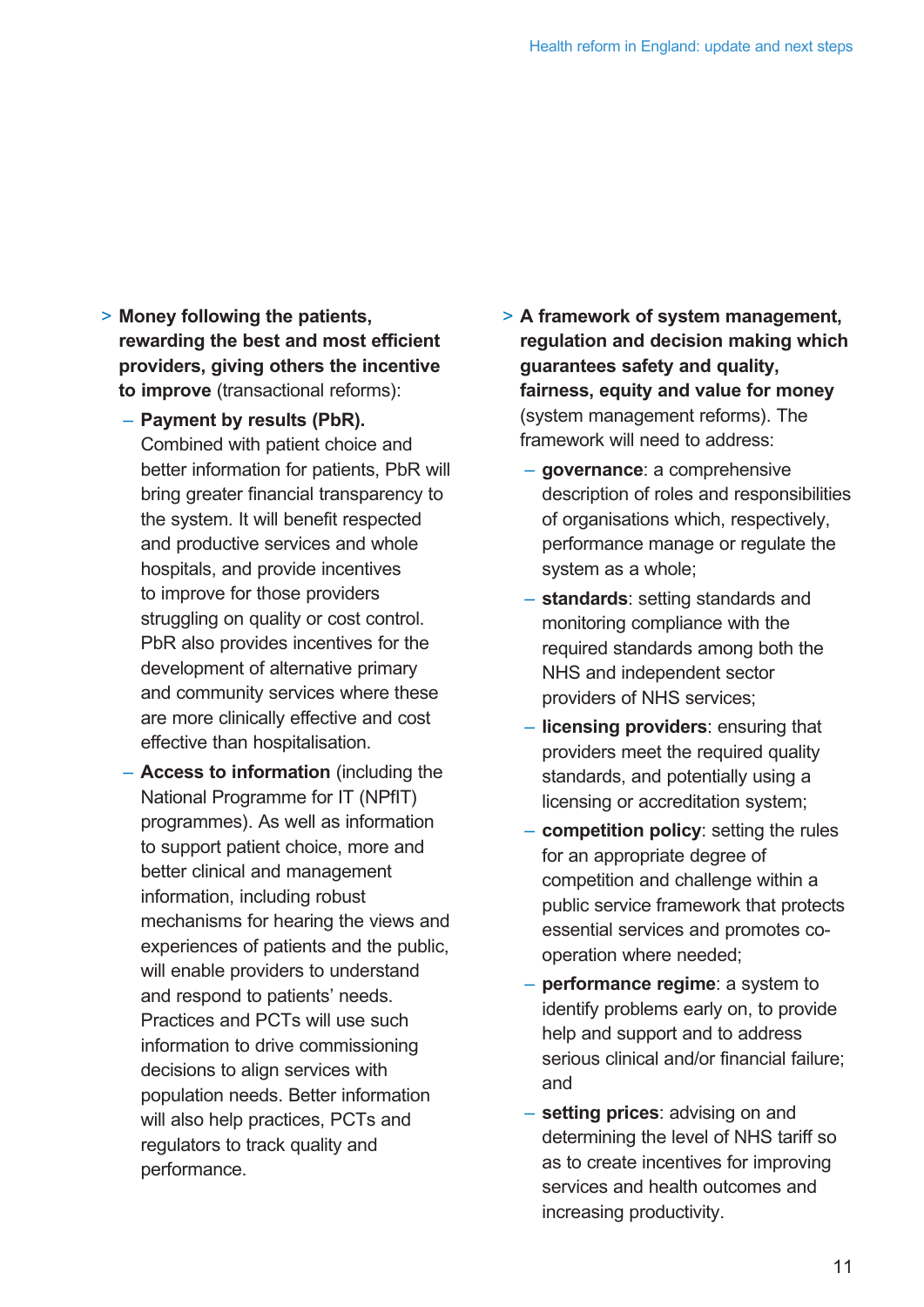- **Money following the patients, rewarding the best and most efficient providers, giving others the incentive to improve** (transactional reforms):
  - **Payment by results (PbR).** Combined with patient choice and better information for patients, PbR will bring greater financial transparency to the system. It will benefit respected and productive services and whole hospitals, and provide incentives to improve for those providers struggling on quality or cost control. PbR also provides incentives for the development of alternative primary and community services where these are more clinically effective and cost effective than hospitalisation.
  - **Access to information** (including the National Programme for IT (NPfIT) programmes). As well as information to support patient choice, more and better clinical and management information, including robust mechanisms for hearing the views and experiences of patients and the public, will enable providers to understand and respond to patients' needs. Practices and PCTs will use such information to drive commissioning decisions to align services with population needs. Better information will also help practices, PCTs and regulators to track quality and performance.

- **A framework of system management, regulation and decision making which guarantees safety and quality, fairness, equity and value for money** (system management reforms). The framework will need to address:
  - **governance**: a comprehensive description of roles and responsibilities of organisations which, respectively, performance manage or regulate the system as a whole;
  - **standards**: setting standards and monitoring compliance with the required standards among both the NHS and independent sector providers of NHS services;
  - **licensing providers**: ensuring that providers meet the required quality standards, and potentially using a licensing or accreditation system;
  - **competition policy**: setting the rules for an appropriate degree of competition and challenge within a public service framework that protects essential services and promotes co-operation where needed;
  - **performance regime**: a system to identify problems early on, to provide help and support and to address serious clinical and/or financial failure; and
  - **setting prices**: advising on and determining the level of NHS tariff so as to create incentives for improving services and health outcomes and increasing productivity.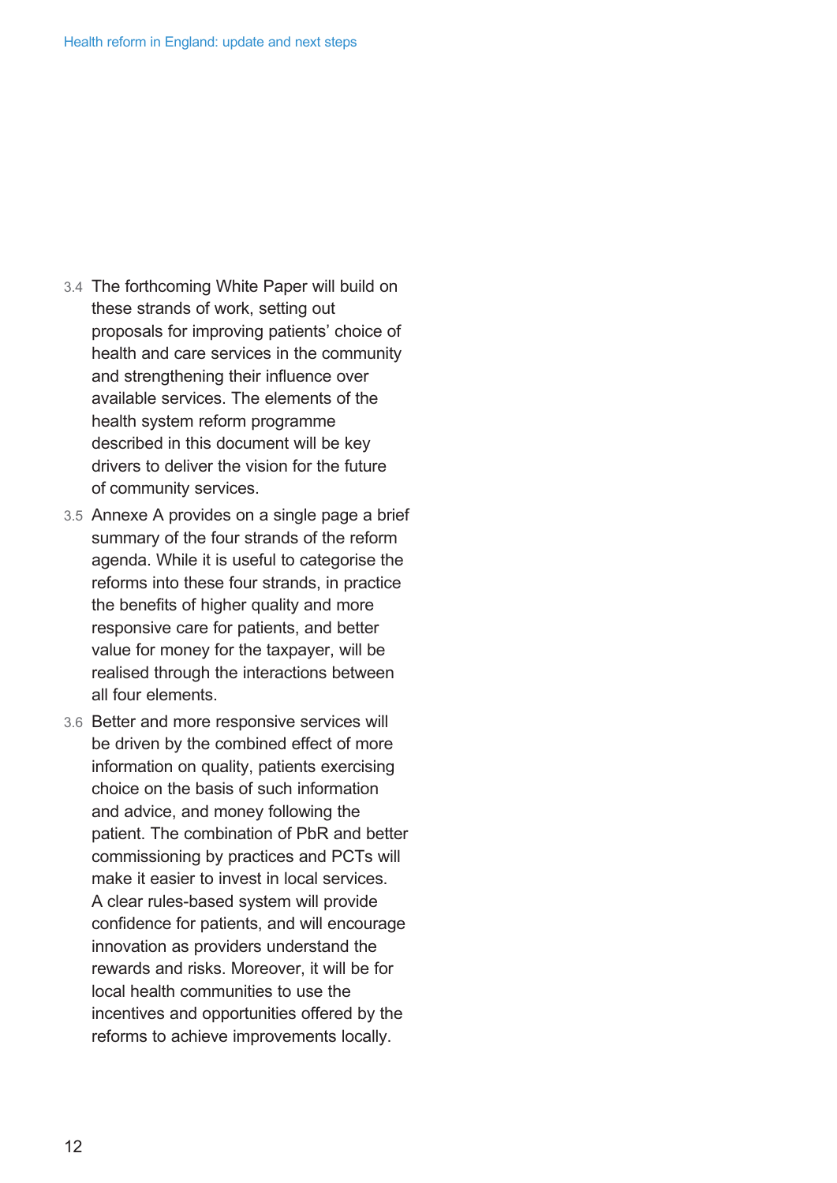3.4 The forthcoming White Paper will build on these strands of work, setting out proposals for improving patients' choice of health and care services in the community and strengthening their influence over available services. The elements of the health system reform programme described in this document will be key drivers to deliver the vision for the future of community services.

3.5 Annexe A provides on a single page a brief summary of the four strands of the reform agenda. While it is useful to categorise the reforms into these four strands, in practice the benefits of higher quality and more responsive care for patients, and better value for money for the taxpayer, will be realised through the interactions between all four elements.

3.6 Better and more responsive services will be driven by the combined effect of more information on quality, patients exercising choice on the basis of such information and advice, and money following the patient. The combination of PbR and better commissioning by practices and PCTs will make it easier to invest in local services. A clear rules-based system will provide confidence for patients, and will encourage innovation as providers understand the rewards and risks. Moreover, it will be for local health communities to use the incentives and opportunities offered by the reforms to achieve improvements locally.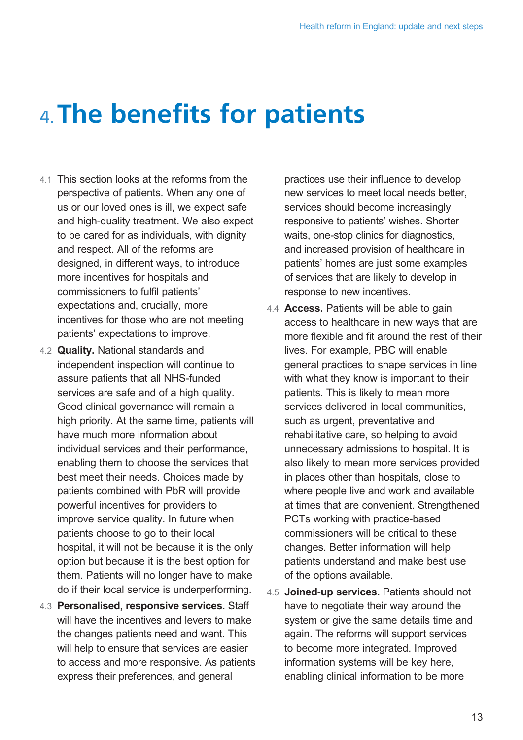# 4. The benefits for patients

4.1 This section looks at the reforms from the perspective of patients. When any one of us or our loved ones is ill, we expect safe and high-quality treatment. We also expect to be cared for as individuals, with dignity and respect. All of the reforms are designed, in different ways, to introduce more incentives for hospitals and commissioners to fulfil patients' expectations and, crucially, more incentives for those who are not meeting patients' expectations to improve.

4.2 **Quality.** National standards and independent inspection will continue to assure patients that all NHS-funded services are safe and of a high quality. Good clinical governance will remain a high priority. At the same time, patients will have much more information about individual services and their performance, enabling them to choose the services that best meet their needs. Choices made by patients combined with PbR will provide powerful incentives for providers to improve service quality. In future when patients choose to go to their local hospital, it will not be because it is the only option but because it is the best option for them. Patients will no longer have to make do if their local service is underperforming.

4.3 **Personalised, responsive services.** Staff will have the incentives and levers to make the changes patients need and want. This will help to ensure that services are easier to access and more responsive. As patients express their preferences, and general practices use their influence to develop new services to meet local needs better, services should become increasingly responsive to patients' wishes. Shorter waits, one-stop clinics for diagnostics, and increased provision of healthcare in patients' homes are just some examples of services that are likely to develop in response to new incentives.

4.4 **Access.** Patients will be able to gain access to healthcare in new ways that are more flexible and fit around the rest of their lives. For example, PBC will enable general practices to shape services in line with what they know is important to their patients. This is likely to mean more services delivered in local communities, such as urgent, preventative and rehabilitative care, so helping to avoid unnecessary admissions to hospital. It is also likely to mean more services provided in places other than hospitals, close to where people live and work and available at times that are convenient. Strengthened PCTs working with practice-based commissioners will be critical to these changes. Better information will help patients understand and make best use of the options available.

4.5 **Joined-up services.** Patients should not have to negotiate their way around the system or give the same details time and again. The reforms will support services to become more integrated. Improved information systems will be key here, enabling clinical information to be more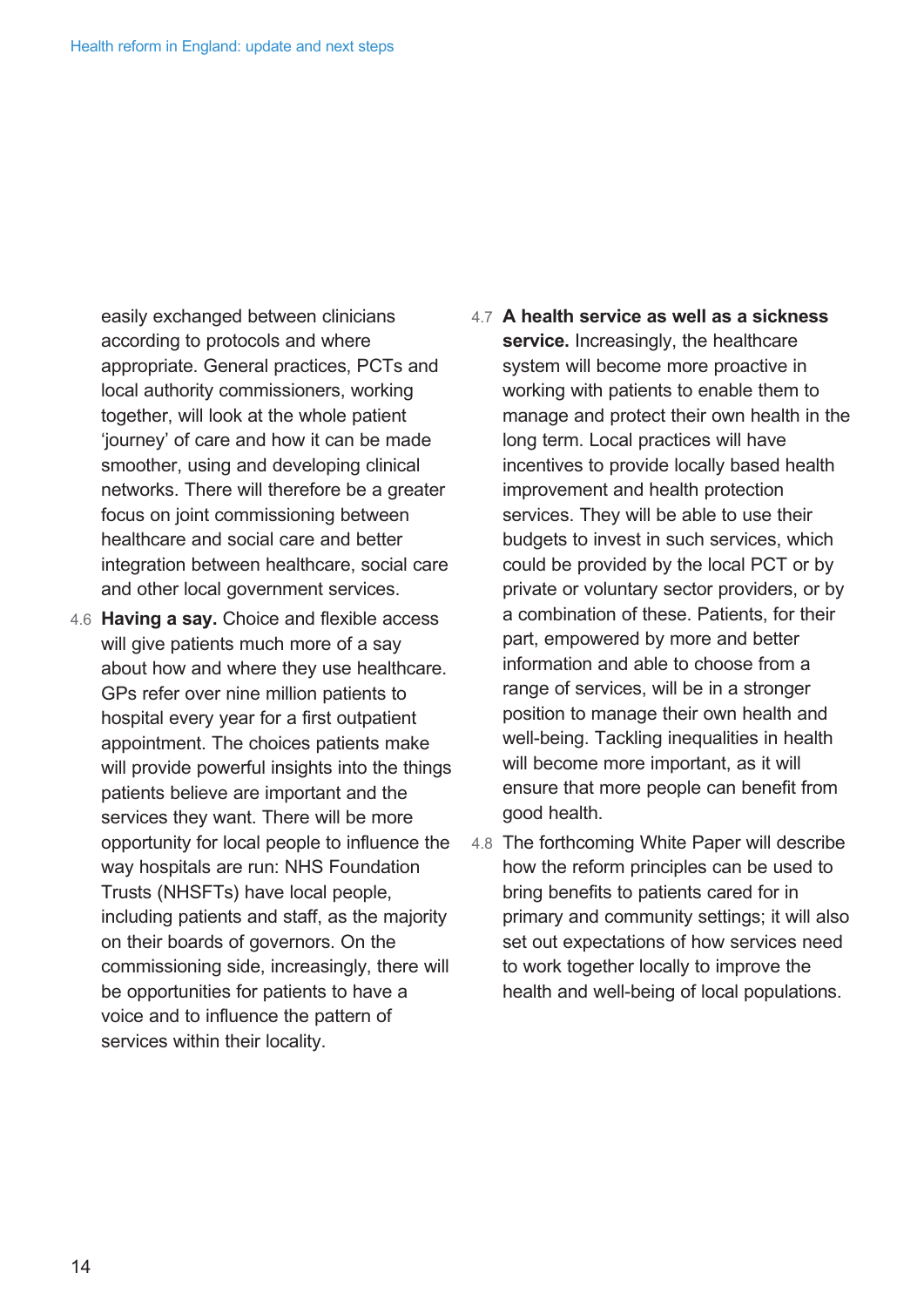easily exchanged between clinicians according to protocols and where appropriate. General practices, PCTs and local authority commissioners, working together, will look at the whole patient 'journey' of care and how it can be made smoother, using and developing clinical networks. There will therefore be a greater focus on joint commissioning between healthcare and social care and better integration between healthcare, social care and other local government services.

4.6 **Having a say.** Choice and flexible access will give patients much more of a say about how and where they use healthcare. GPs refer over nine million patients to hospital every year for a first outpatient appointment. The choices patients make will provide powerful insights into the things patients believe are important and the services they want. There will be more opportunity for local people to influence the way hospitals are run: NHS Foundation Trusts (NHSFTs) have local people, including patients and staff, as the majority on their boards of governors. On the commissioning side, increasingly, there will be opportunities for patients to have a voice and to influence the pattern of services within their locality.

4.7 **A health service as well as a sickness service.** Increasingly, the healthcare system will become more proactive in working with patients to enable them to manage and protect their own health in the long term. Local practices will have incentives to provide locally based health improvement and health protection services. They will be able to use their budgets to invest in such services, which could be provided by the local PCT or by private or voluntary sector providers, or by a combination of these. Patients, for their part, empowered by more and better information and able to choose from a range of services, will be in a stronger position to manage their own health and well-being. Tackling inequalities in health will become more important, as it will ensure that more people can benefit from good health.

4.8 The forthcoming White Paper will describe how the reform principles can be used to bring benefits to patients cared for in primary and community settings; it will also set out expectations of how services need to work together locally to improve the health and well-being of local populations.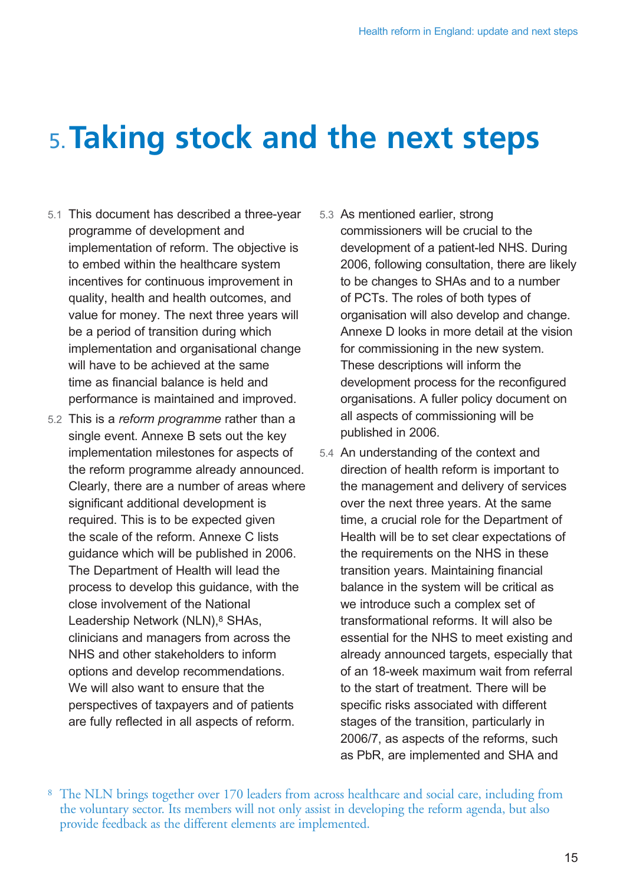# 5. Taking stock and the next steps

5.1 This document has described a three-year programme of development and implementation of reform. The objective is to embed within the healthcare system incentives for continuous improvement in quality, health and health outcomes, and value for money. The next three years will be a period of transition during which implementation and organisational change will have to be achieved at the same time as financial balance is held and performance is maintained and improved.

5.2 This is a *reform programme* rather than a single event. Annexe B sets out the key implementation milestones for aspects of the reform programme already announced. Clearly, there are a number of areas where significant additional development is required. This is to be expected given the scale of the reform. Annexe C lists guidance which will be published in 2006. The Department of Health will lead the process to develop this guidance, with the close involvement of the National Leadership Network (NLN),[8] SHAs, clinicians and managers from across the NHS and other stakeholders to inform options and develop recommendations. We will also want to ensure that the perspectives of taxpayers and of patients are fully reflected in all aspects of reform.

5.3 As mentioned earlier, strong commissioners will be crucial to the development of a patient-led NHS. During 2006, following consultation, there are likely to be changes to SHAs and to a number of PCTs. The roles of both types of organisation will also develop and change. Annexe D looks in more detail at the vision for commissioning in the new system. These descriptions will inform the development process for the reconfigured organisations. A fuller policy document on all aspects of commissioning will be published in 2006.

5.4 An understanding of the context and direction of health reform is important to the management and delivery of services over the next three years. At the same time, a crucial role for the Department of Health will be to set clear expectations of the requirements on the NHS in these transition years. Maintaining financial balance in the system will be critical as we introduce such a complex set of transformational reforms. It will also be essential for the NHS to meet existing and already announced targets, especially that of an 18-week maximum wait from referral to the start of treatment. There will be specific risks associated with different stages of the transition, particularly in 2006/7, as aspects of the reforms, such as PbR, are implemented and SHA and

[8] The NLN brings together over 170 leaders from across healthcare and social care, including from the voluntary sector. Its members will not only assist in developing the reform agenda, but also provide feedback as the different elements are implemented.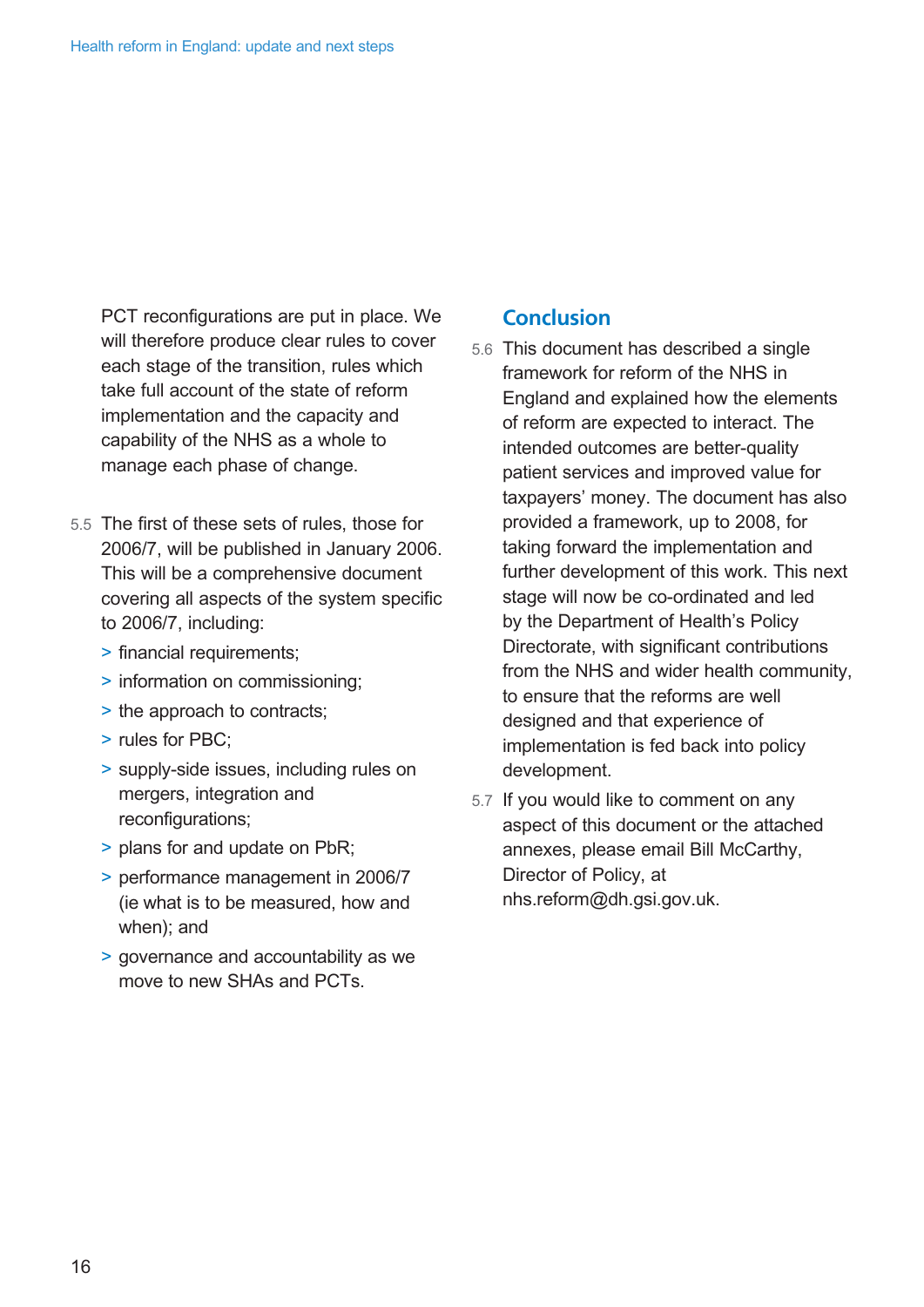PCT reconfigurations are put in place. We will therefore produce clear rules to cover each stage of the transition, rules which take full account of the state of reform implementation and the capacity and capability of the NHS as a whole to manage each phase of change.

5.5 The first of these sets of rules, those for 2006/7, will be published in January 2006. This will be a comprehensive document covering all aspects of the system specific to 2006/7, including:

> financial requirements;

> information on commissioning;

> the approach to contracts;

> rules for PBC;

> supply-side issues, including rules on mergers, integration and reconfigurations;

> plans for and update on PbR;

> performance management in 2006/7 (ie what is to be measured, how and when); and

> governance and accountability as we move to new SHAs and PCTs.

## Conclusion

5.6 This document has described a single framework for reform of the NHS in England and explained how the elements of reform are expected to interact. The intended outcomes are better-quality patient services and improved value for taxpayers' money. The document has also provided a framework, up to 2008, for taking forward the implementation and further development of this work. This next stage will now be co-ordinated and led by the Department of Health's Policy Directorate, with significant contributions from the NHS and wider health community, to ensure that the reforms are well designed and that experience of implementation is fed back into policy development.

5.7 If you would like to comment on any aspect of this document or the attached annexes, please email Bill McCarthy, Director of Policy, at nhs.reform@dh.gsi.gov.uk.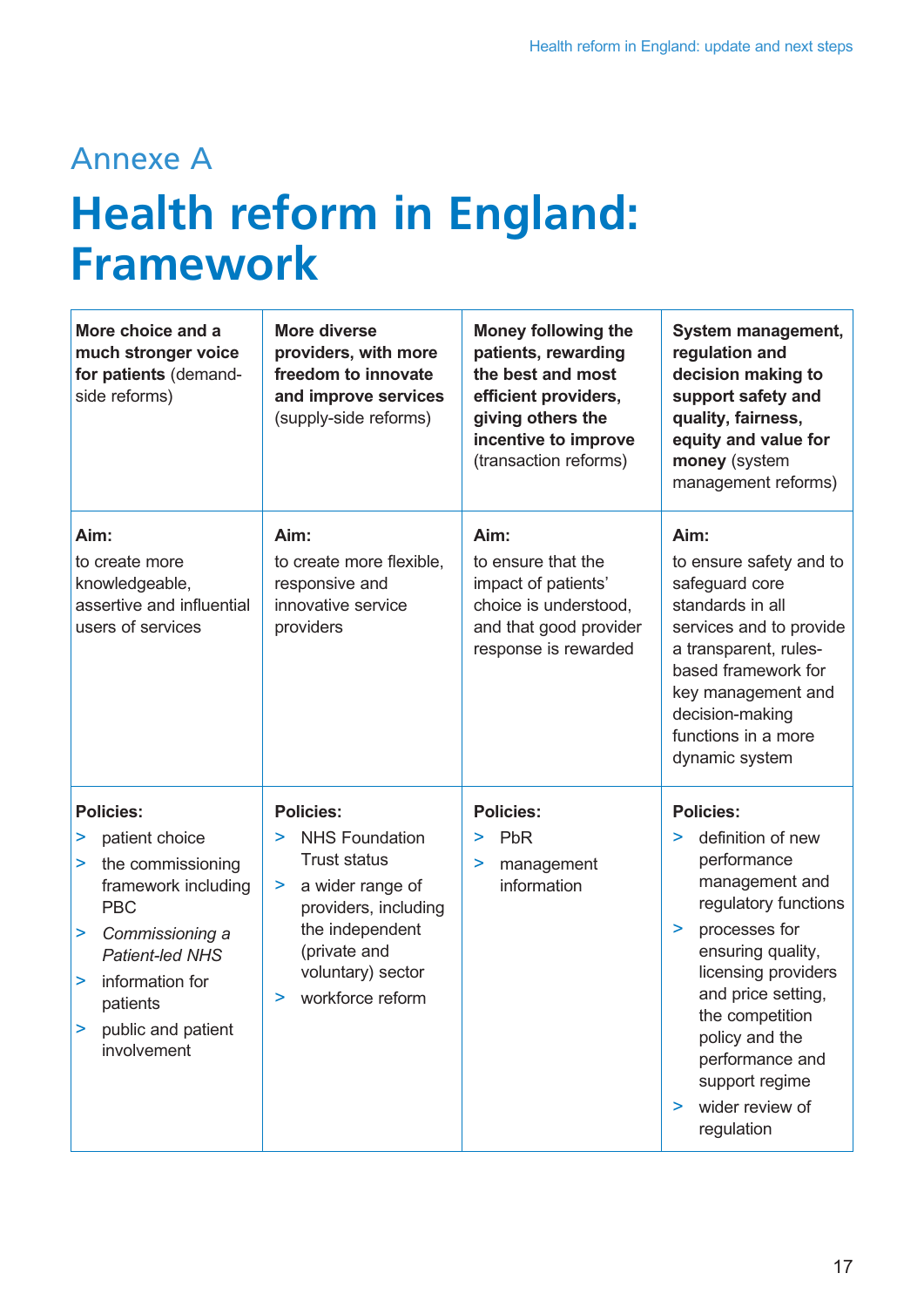# Annexe A

# Health reform in England: Framework

| **More choice and a much stronger voice for patients** (demand-side reforms) | **More diverse providers, with more freedom to innovate and improve services** (supply-side reforms) | **Money following the patients, rewarding the best and most efficient providers, giving others the incentive to improve** (transaction reforms) | **System management, regulation and decision making to support safety and quality, fairness, equity and value for money** (system management reforms) |
|---|---|---|---|
| **Aim:**<br>to create more knowledgeable, assertive and influential users of services | **Aim:**<br>to create more flexible, responsive and innovative service providers | **Aim:**<br>to ensure that the impact of patients' choice is understood, and that good provider response is rewarded | **Aim:**<br>to ensure safety and to safeguard core standards in all services and to provide a transparent, rules-based framework for key management and decision-making functions in a more dynamic system |
| **Policies:**<br>> patient choice<br>> the commissioning framework including PBC<br>> *Commissioning a Patient-led NHS*<br>> information for patients<br>> public and patient involvement | **Policies:**<br>> NHS Foundation Trust status<br>> a wider range of providers, including the independent (private and voluntary) sector<br>> workforce reform | **Policies:**<br>> PbR<br>> management information | **Policies:**<br>> definition of new performance management and regulatory functions<br>> processes for ensuring quality, licensing providers and price setting, the competition policy and the performance and support regime<br>> wider review of regulation |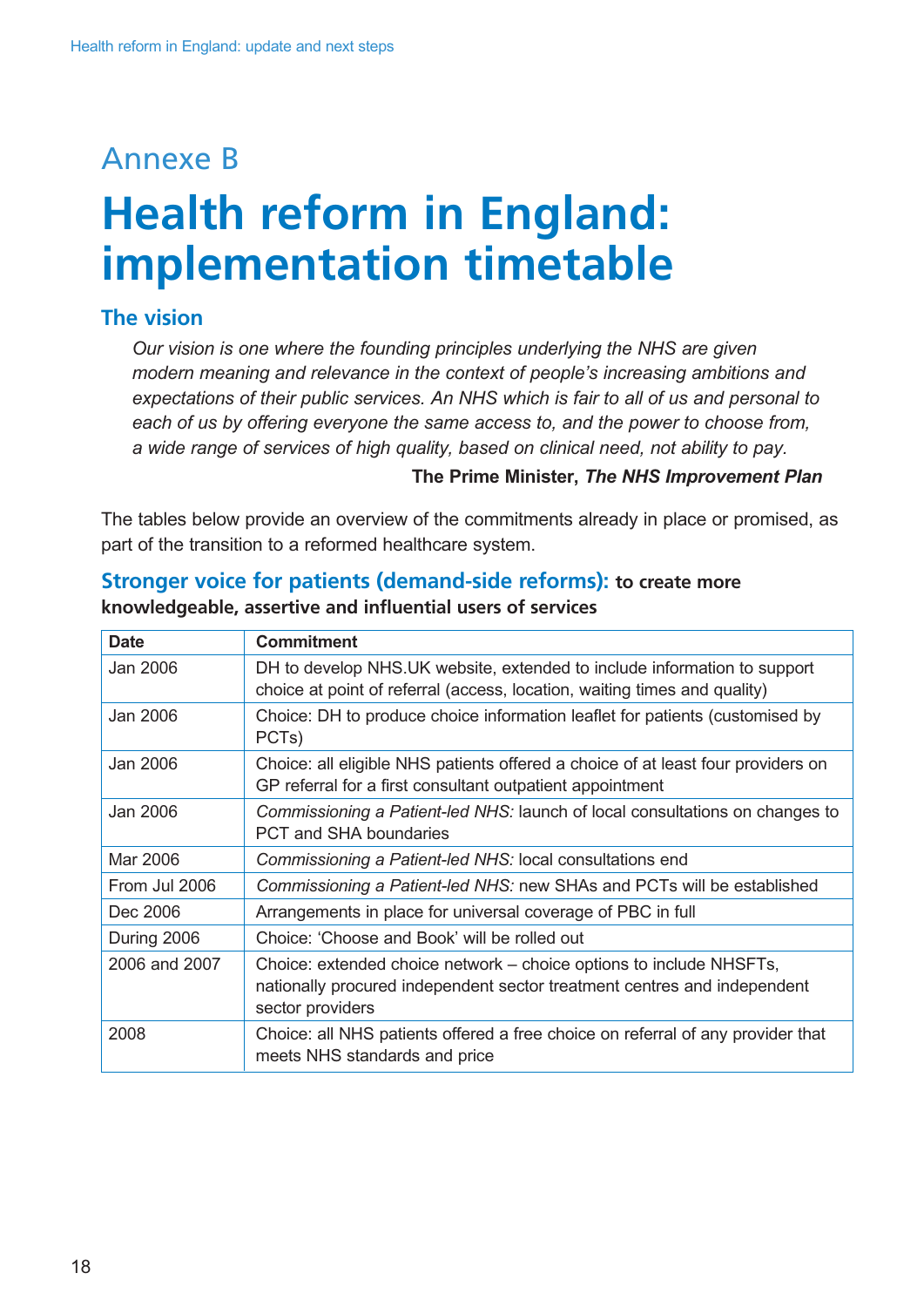## Annexe B

# Health reform in England: implementation timetable

### The vision

> *Our vision is one where the founding principles underlying the NHS are given modern meaning and relevance in the context of people's increasing ambitions and expectations of their public services. An NHS which is fair to all of us and personal to each of us by offering everyone the same access to, and the power to choose from, a wide range of services of high quality, based on clinical need, not ability to pay.*
>
> **The Prime Minister, *The NHS Improvement Plan***

The tables below provide an overview of the commitments already in place or promised, as part of the transition to a reformed healthcare system.

### Stronger voice for patients (demand-side reforms): **to create more knowledgeable, assertive and influential users of services**

| Date | Commitment |
|---|---|
| Jan 2006 | DH to develop NHS.UK website, extended to include information to support choice at point of referral (access, location, waiting times and quality) |
| Jan 2006 | Choice: DH to produce choice information leaflet for patients (customised by PCTs) |
| Jan 2006 | Choice: all eligible NHS patients offered a choice of at least four providers on GP referral for a first consultant outpatient appointment |
| Jan 2006 | *Commissioning a Patient-led NHS:* launch of local consultations on changes to PCT and SHA boundaries |
| Mar 2006 | *Commissioning a Patient-led NHS:* local consultations end |
| From Jul 2006 | *Commissioning a Patient-led NHS:* new SHAs and PCTs will be established |
| Dec 2006 | Arrangements in place for universal coverage of PBC in full |
| During 2006 | Choice: 'Choose and Book' will be rolled out |
| 2006 and 2007 | Choice: extended choice network – choice options to include NHSFTs, nationally procured independent sector treatment centres and independent sector providers |
| 2008 | Choice: all NHS patients offered a free choice on referral of any provider that meets NHS standards and price |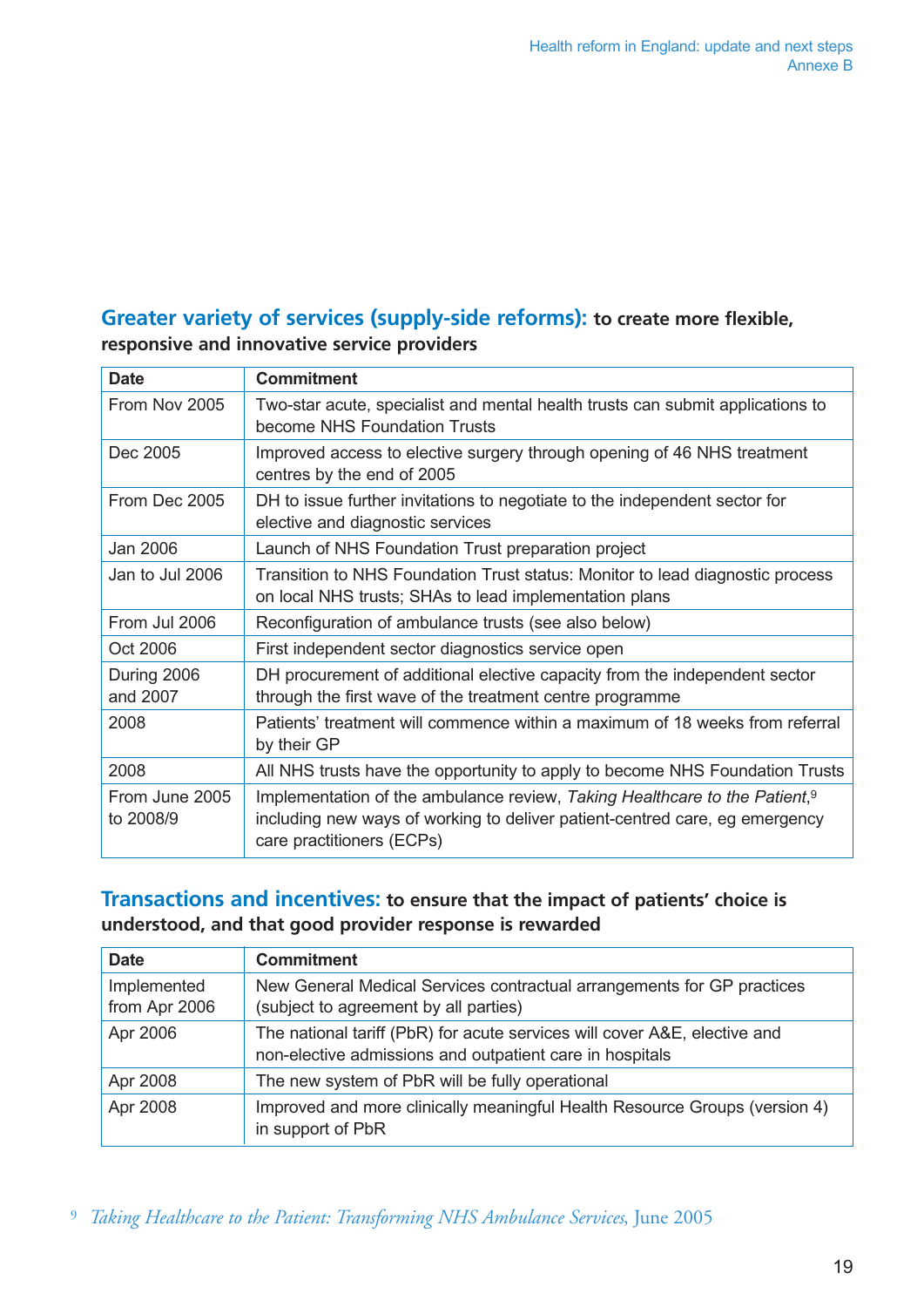## **Greater variety of services (supply-side reforms):** to create more flexible, responsive and innovative service providers

| Date | Commitment |
|---|---|
| From Nov 2005 | Two-star acute, specialist and mental health trusts can submit applications to become NHS Foundation Trusts |
| Dec 2005 | Improved access to elective surgery through opening of 46 NHS treatment centres by the end of 2005 |
| From Dec 2005 | DH to issue further invitations to negotiate to the independent sector for elective and diagnostic services |
| Jan 2006 | Launch of NHS Foundation Trust preparation project |
| Jan to Jul 2006 | Transition to NHS Foundation Trust status: Monitor to lead diagnostic process on local NHS trusts; SHAs to lead implementation plans |
| From Jul 2006 | Reconfiguration of ambulance trusts (see also below) |
| Oct 2006 | First independent sector diagnostics service open |
| During 2006 and 2007 | DH procurement of additional elective capacity from the independent sector through the first wave of the treatment centre programme |
| 2008 | Patients' treatment will commence within a maximum of 18 weeks from referral by their GP |
| 2008 | All NHS trusts have the opportunity to apply to become NHS Foundation Trusts |
| From June 2005 to 2008/9 | Implementation of the ambulance review, *Taking Healthcare to the Patient*,[9] including new ways of working to deliver patient-centred care, eg emergency care practitioners (ECPs) |

## **Transactions and incentives:** to ensure that the impact of patients' choice is understood, and that good provider response is rewarded

| Date | Commitment |
|---|---|
| Implemented from Apr 2006 | New General Medical Services contractual arrangements for GP practices (subject to agreement by all parties) |
| Apr 2006 | The national tariff (PbR) for acute services will cover A&E, elective and non-elective admissions and outpatient care in hospitals |
| Apr 2008 | The new system of PbR will be fully operational |
| Apr 2008 | Improved and more clinically meaningful Health Resource Groups (version 4) in support of PbR |

[9] *Taking Healthcare to the Patient: Transforming NHS Ambulance Services*, June 2005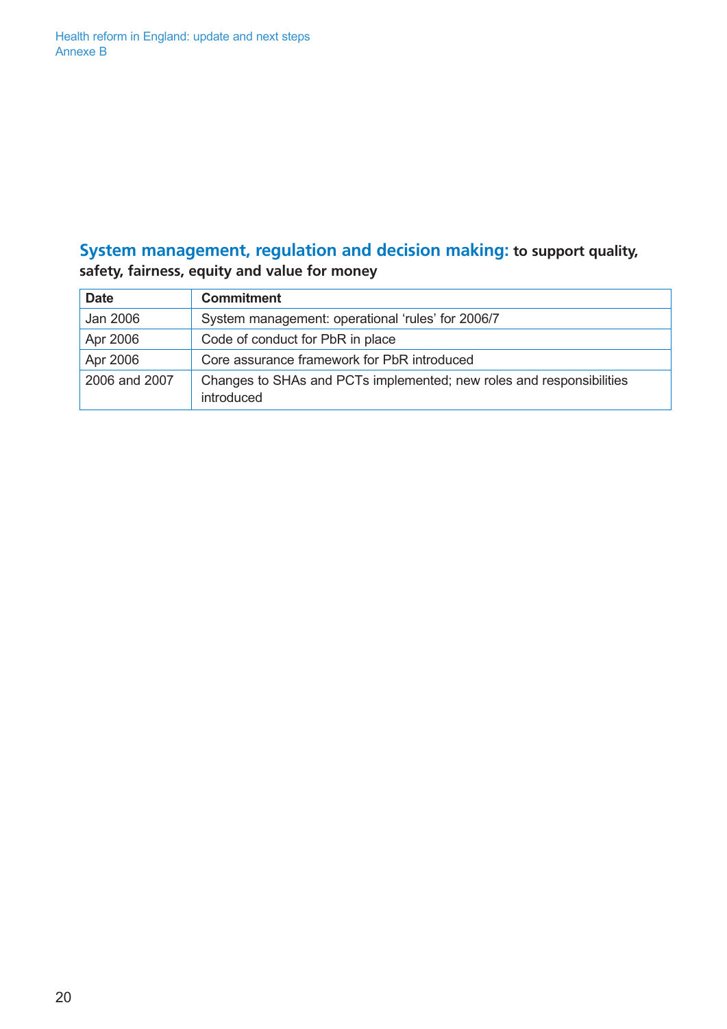## System management, regulation and decision making: to support quality, safety, fairness, equity and value for money

| Date | Commitment |
|---|---|
| Jan 2006 | System management: operational 'rules' for 2006/7 |
| Apr 2006 | Code of conduct for PbR in place |
| Apr 2006 | Core assurance framework for PbR introduced |
| 2006 and 2007 | Changes to SHAs and PCTs implemented; new roles and responsibilities introduced |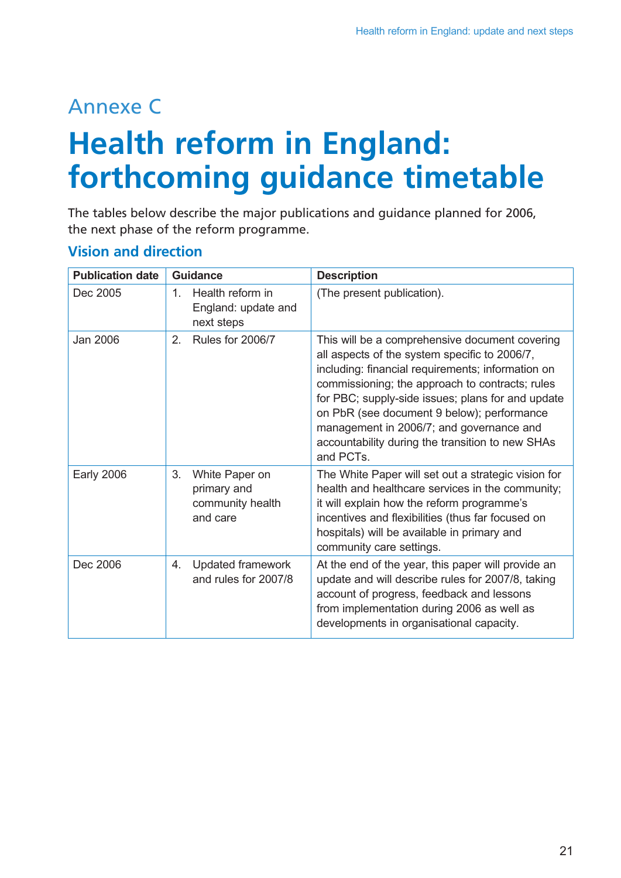# Annexe C

# Health reform in England: forthcoming guidance timetable

The tables below describe the major publications and guidance planned for 2006, the next phase of the reform programme.

## Vision and direction

| Publication date | Guidance | Description |
|---|---|---|
| Dec 2005 | 1. Health reform in England: update and next steps | (The present publication). |
| Jan 2006 | 2. Rules for 2006/7 | This will be a comprehensive document covering all aspects of the system specific to 2006/7, including: financial requirements; information on commissioning; the approach to contracts; rules for PBC; supply-side issues; plans for and update on PbR (see document 9 below); performance management in 2006/7; and governance and accountability during the transition to new SHAs and PCTs. |
| Early 2006 | 3. White Paper on primary and community health and care | The White Paper will set out a strategic vision for health and healthcare services in the community; it will explain how the reform programme's incentives and flexibilities (thus far focused on hospitals) will be available in primary and community care settings. |
| Dec 2006 | 4. Updated framework and rules for 2007/8 | At the end of the year, this paper will provide an update and will describe rules for 2007/8, taking account of progress, feedback and lessons from implementation during 2006 as well as developments in organisational capacity. |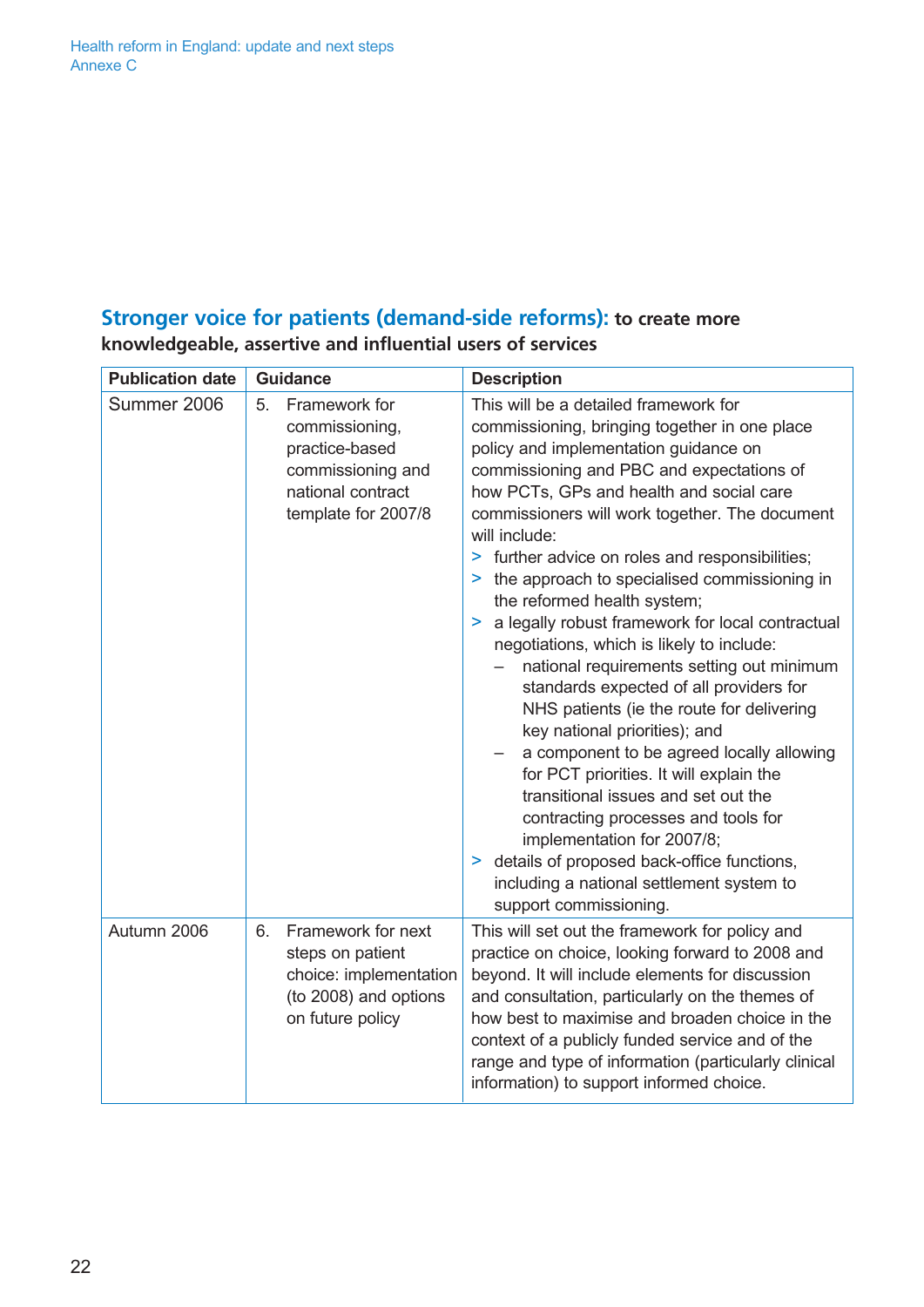## Stronger voice for patients (demand-side reforms): to create more knowledgeable, assertive and influential users of services

| Publication date | Guidance | Description |
|---|---|---|
| Summer 2006 | 5. Framework for commissioning, practice-based commissioning and national contract template for 2007/8 | This will be a detailed framework for commissioning, bringing together in one place policy and implementation guidance on commissioning and PBC and expectations of how PCTs, GPs and health and social care commissioners will work together. The document will include: <br>> further advice on roles and responsibilities; <br>> the approach to specialised commissioning in the reformed health system; <br>> a legally robust framework for local contractual negotiations, which is likely to include: <br>– national requirements setting out minimum standards expected of all providers for NHS patients (ie the route for delivering key national priorities); and <br>– a component to be agreed locally allowing for PCT priorities. It will explain the transitional issues and set out the contracting processes and tools for implementation for 2007/8; <br>> details of proposed back-office functions, including a national settlement system to support commissioning. |
| Autumn 2006 | 6. Framework for next steps on patient choice: implementation (to 2008) and options on future policy | This will set out the framework for policy and practice on choice, looking forward to 2008 and beyond. It will include elements for discussion and consultation, particularly on the themes of how best to maximise and broaden choice in the context of a publicly funded service and of the range and type of information (particularly clinical information) to support informed choice. |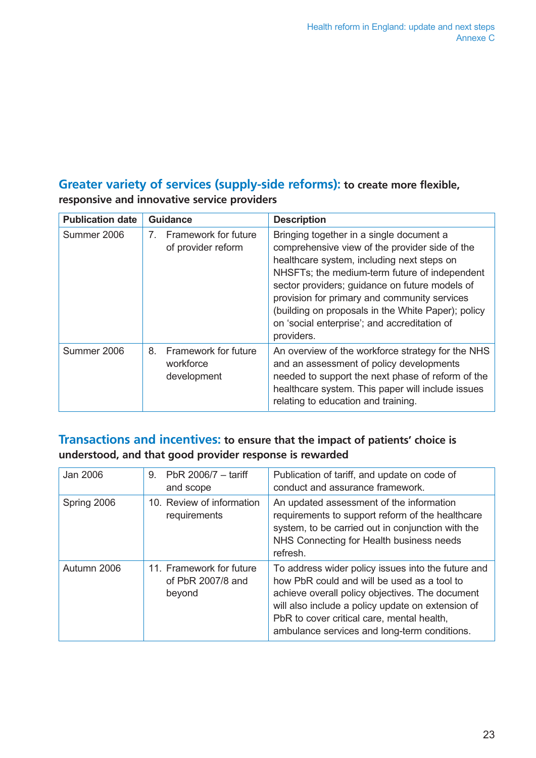## **Greater variety of services (supply-side reforms):** to create more flexible, responsive and innovative service providers

| Publication date | Guidance | Description |
|---|---|---|
| Summer 2006 | 7. Framework for future of provider reform | Bringing together in a single document a comprehensive view of the provider side of the healthcare system, including next steps on NHSFTs; the medium-term future of independent sector providers; guidance on future models of provision for primary and community services (building on proposals in the White Paper); policy on 'social enterprise'; and accreditation of providers. |
| Summer 2006 | 8. Framework for future workforce development | An overview of the workforce strategy for the NHS and an assessment of policy developments needed to support the next phase of reform of the healthcare system. This paper will include issues relating to education and training. |

## **Transactions and incentives:** to ensure that the impact of patients' choice is understood, and that good provider response is rewarded

| Publication date | Guidance | Description |
|---|---|---|
| Jan 2006 | 9. PbR 2006/7 – tariff and scope | Publication of tariff, and update on code of conduct and assurance framework. |
| Spring 2006 | 10. Review of information requirements | An updated assessment of the information requirements to support reform of the healthcare system, to be carried out in conjunction with the NHS Connecting for Health business needs refresh. |
| Autumn 2006 | 11. Framework for future of PbR 2007/8 and beyond | To address wider policy issues into the future and how PbR could and will be used as a tool to achieve overall policy objectives. The document will also include a policy update on extension of PbR to cover critical care, mental health, ambulance services and long-term conditions. |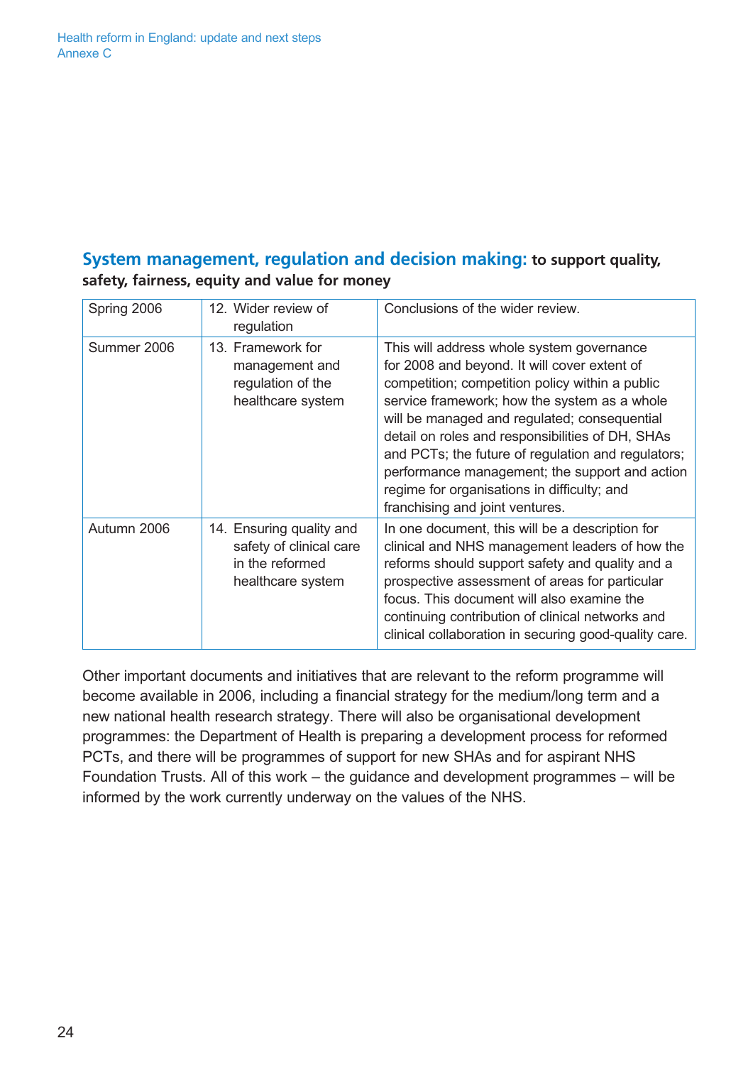## System management, regulation and decision making: **to support quality, safety, fairness, equity and value for money**

| | | |
|---|---|---|
| Spring 2006 | 12. Wider review of regulation | Conclusions of the wider review. |
| Summer 2006 | 13. Framework for management and regulation of the healthcare system | This will address whole system governance for 2008 and beyond. It will cover extent of competition; competition policy within a public service framework; how the system as a whole will be managed and regulated; consequential detail on roles and responsibilities of DH, SHAs and PCTs; the future of regulation and regulators; performance management; the support and action regime for organisations in difficulty; and franchising and joint ventures. |
| Autumn 2006 | 14. Ensuring quality and safety of clinical care in the reformed healthcare system | In one document, this will be a description for clinical and NHS management leaders of how the reforms should support safety and quality and a prospective assessment of areas for particular focus. This document will also examine the continuing contribution of clinical networks and clinical collaboration in securing good-quality care. |

Other important documents and initiatives that are relevant to the reform programme will become available in 2006, including a financial strategy for the medium/long term and a new national health research strategy. There will also be organisational development programmes: the Department of Health is preparing a development process for reformed PCTs, and there will be programmes of support for new SHAs and for aspirant NHS Foundation Trusts. All of this work – the guidance and development programmes – will be informed by the work currently underway on the values of the NHS.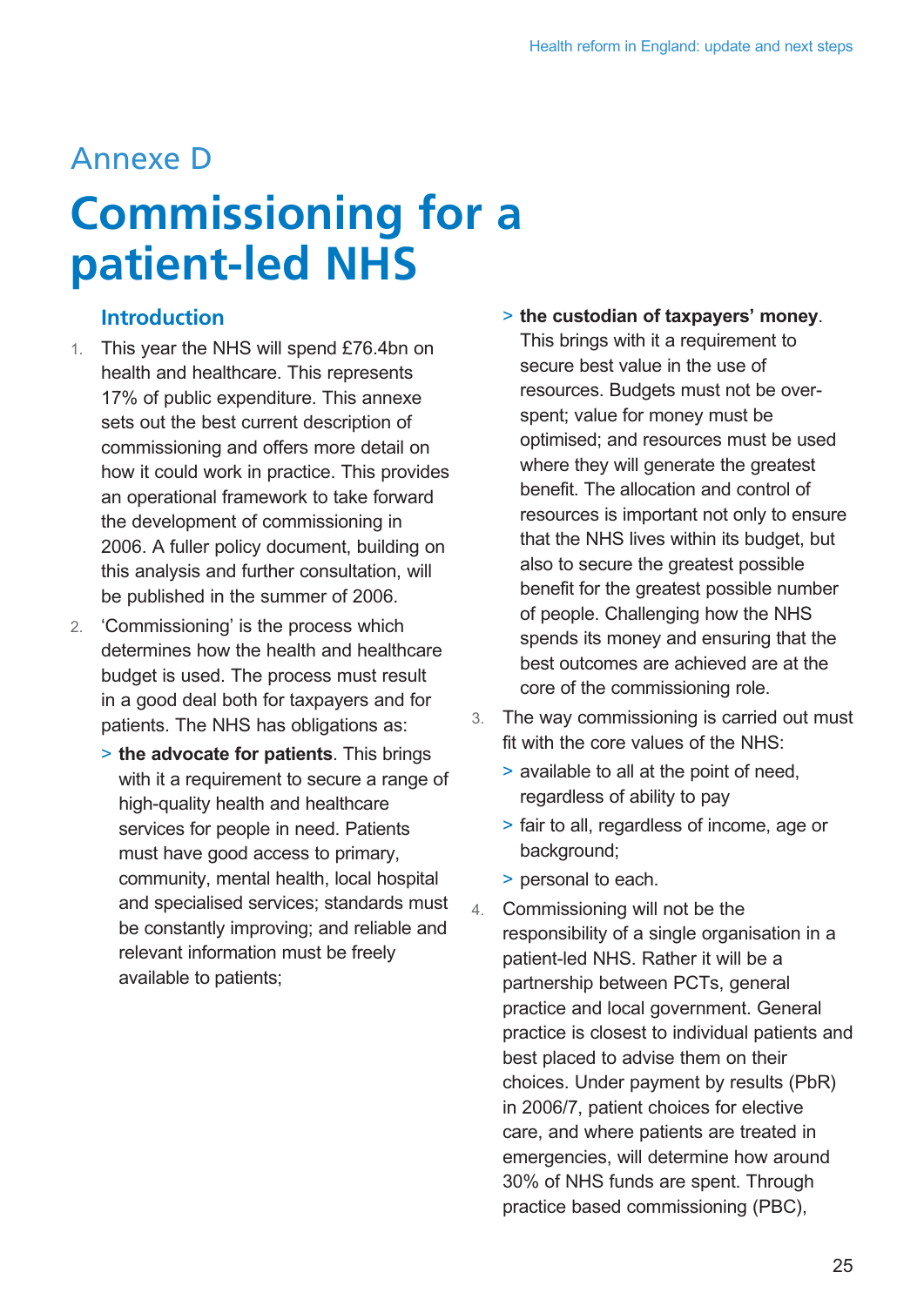Annexe D

# Commissioning for a patient-led NHS

## Introduction

1. This year the NHS will spend £76.4bn on health and healthcare. This represents 17% of public expenditure. This annexe sets out the best current description of commissioning and offers more detail on how it could work in practice. This provides an operational framework to take forward the development of commissioning in 2006. A fuller policy document, building on this analysis and further consultation, will be published in the summer of 2006.

2. 'Commissioning' is the process which determines how the health and healthcare budget is used. The process must result in a good deal both for taxpayers and for patients. The NHS has obligations as:

   > **the advocate for patients**. This brings with it a requirement to secure a range of high-quality health and healthcare services for people in need. Patients must have good access to primary, community, mental health, local hospital and specialised services; standards must be constantly improving; and reliable and relevant information must be freely available to patients;

   > **the custodian of taxpayers' money**. This brings with it a requirement to secure best value in the use of resources. Budgets must not be over-spent; value for money must be optimised; and resources must be used where they will generate the greatest benefit. The allocation and control of resources is important not only to ensure that the NHS lives within its budget, but also to secure the greatest possible benefit for the greatest possible number of people. Challenging how the NHS spends its money and ensuring that the best outcomes are achieved are at the core of the commissioning role.

3. The way commissioning is carried out must fit with the core values of the NHS:

   > available to all at the point of need, regardless of ability to pay

   > fair to all, regardless of income, age or background;

   > personal to each.

4. Commissioning will not be the responsibility of a single organisation in a patient-led NHS. Rather it will be a partnership between PCTs, general practice and local government. General practice is closest to individual patients and best placed to advise them on their choices. Under payment by results (PbR) in 2006/7, patient choices for elective care, and where patients are treated in emergencies, will determine how around 30% of NHS funds are spent. Through practice based commissioning (PBC),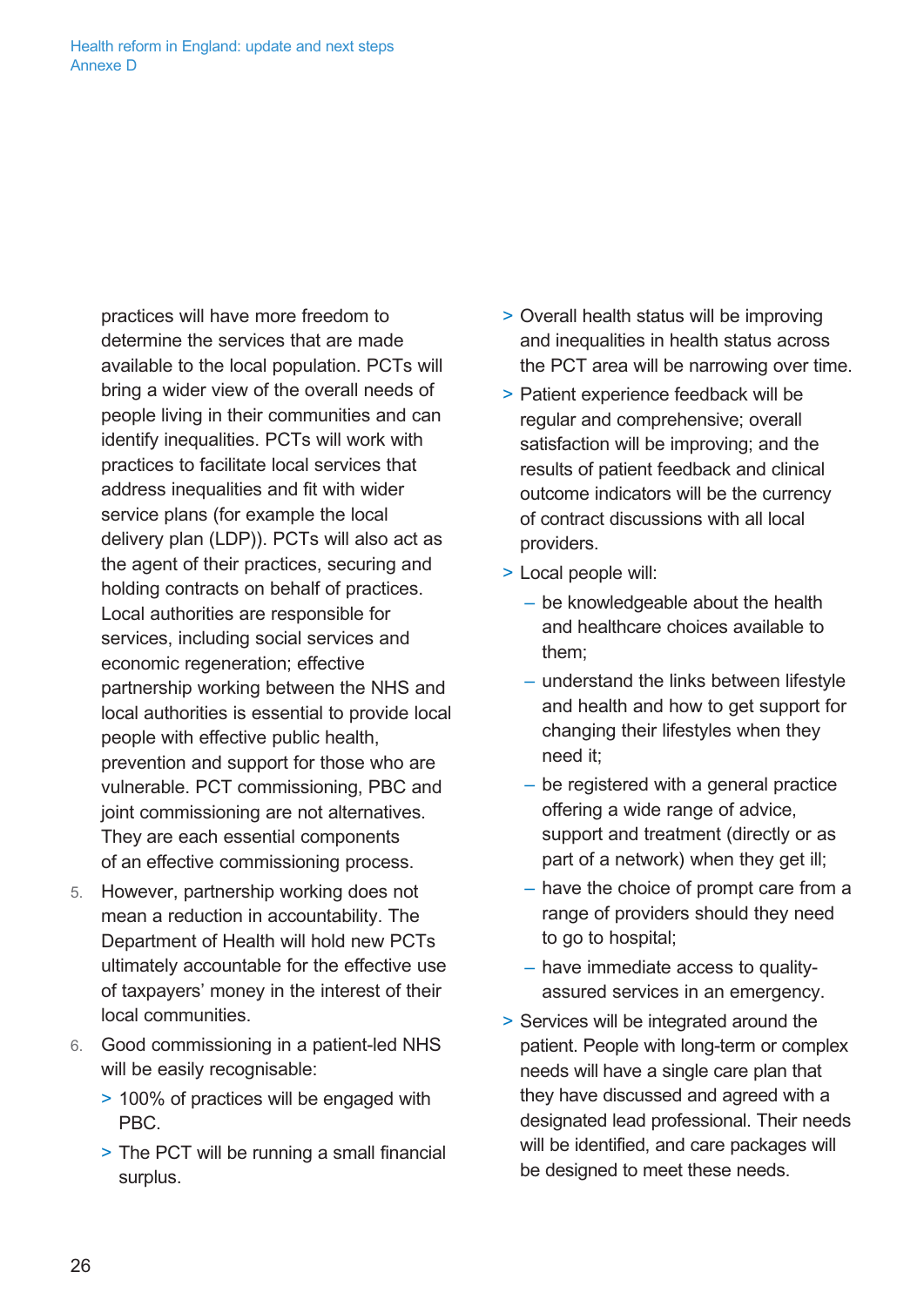practices will have more freedom to determine the services that are made available to the local population. PCTs will bring a wider view of the overall needs of people living in their communities and can identify inequalities. PCTs will work with practices to facilitate local services that address inequalities and fit with wider service plans (for example the local delivery plan (LDP)). PCTs will also act as the agent of their practices, securing and holding contracts on behalf of practices. Local authorities are responsible for services, including social services and economic regeneration; effective partnership working between the NHS and local authorities is essential to provide local people with effective public health, prevention and support for those who are vulnerable. PCT commissioning, PBC and joint commissioning are not alternatives. They are each essential components of an effective commissioning process.

5. However, partnership working does not mean a reduction in accountability. The Department of Health will hold new PCTs ultimately accountable for the effective use of taxpayers' money in the interest of their local communities.

6. Good commissioning in a patient-led NHS will be easily recognisable:

   > 100% of practices will be engaged with PBC.

   > The PCT will be running a small financial surplus.

   > Overall health status will be improving and inequalities in health status across the PCT area will be narrowing over time.

   > Patient experience feedback will be regular and comprehensive; overall satisfaction will be improving; and the results of patient feedback and clinical outcome indicators will be the currency of contract discussions with all local providers.

   > Local people will:

   - be knowledgeable about the health and healthcare choices available to them;
   - understand the links between lifestyle and health and how to get support for changing their lifestyles when they need it;
   - be registered with a general practice offering a wide range of advice, support and treatment (directly or as part of a network) when they get ill;
   - have the choice of prompt care from a range of providers should they need to go to hospital;
   - have immediate access to quality-assured services in an emergency.

   > Services will be integrated around the patient. People with long-term or complex needs will have a single care plan that they have discussed and agreed with a designated lead professional. Their needs will be identified, and care packages will be designed to meet these needs.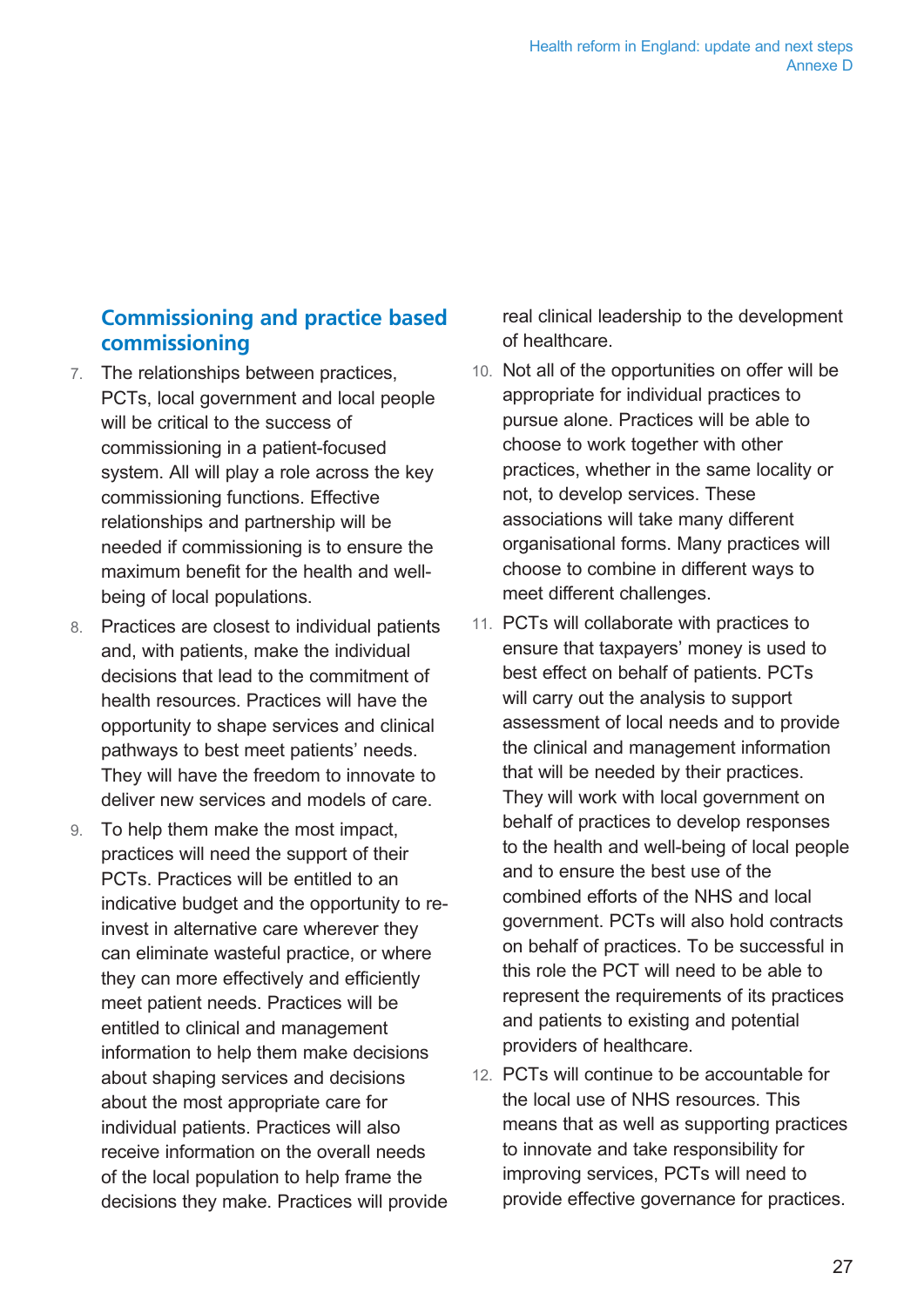## Commissioning and practice based commissioning

7. The relationships between practices, PCTs, local government and local people will be critical to the success of commissioning in a patient-focused system. All will play a role across the key commissioning functions. Effective relationships and partnership will be needed if commissioning is to ensure the maximum benefit for the health and well-being of local populations.

8. Practices are closest to individual patients and, with patients, make the individual decisions that lead to the commitment of health resources. Practices will have the opportunity to shape services and clinical pathways to best meet patients' needs. They will have the freedom to innovate to deliver new services and models of care.

9. To help them make the most impact, practices will need the support of their PCTs. Practices will be entitled to an indicative budget and the opportunity to re-invest in alternative care wherever they can eliminate wasteful practice, or where they can more effectively and efficiently meet patient needs. Practices will be entitled to clinical and management information to help them make decisions about shaping services and decisions about the most appropriate care for individual patients. Practices will also receive information on the overall needs of the local population to help frame the decisions they make. Practices will provide real clinical leadership to the development of healthcare.

10. Not all of the opportunities on offer will be appropriate for individual practices to pursue alone. Practices will be able to choose to work together with other practices, whether in the same locality or not, to develop services. These associations will take many different organisational forms. Many practices will choose to combine in different ways to meet different challenges.

11. PCTs will collaborate with practices to ensure that taxpayers' money is used to best effect on behalf of patients. PCTs will carry out the analysis to support assessment of local needs and to provide the clinical and management information that will be needed by their practices. They will work with local government on behalf of practices to develop responses to the health and well-being of local people and to ensure the best use of the combined efforts of the NHS and local government. PCTs will also hold contracts on behalf of practices. To be successful in this role the PCT will need to be able to represent the requirements of its practices and patients to existing and potential providers of healthcare.

12. PCTs will continue to be accountable for the local use of NHS resources. This means that as well as supporting practices to innovate and take responsibility for improving services, PCTs will need to provide effective governance for practices.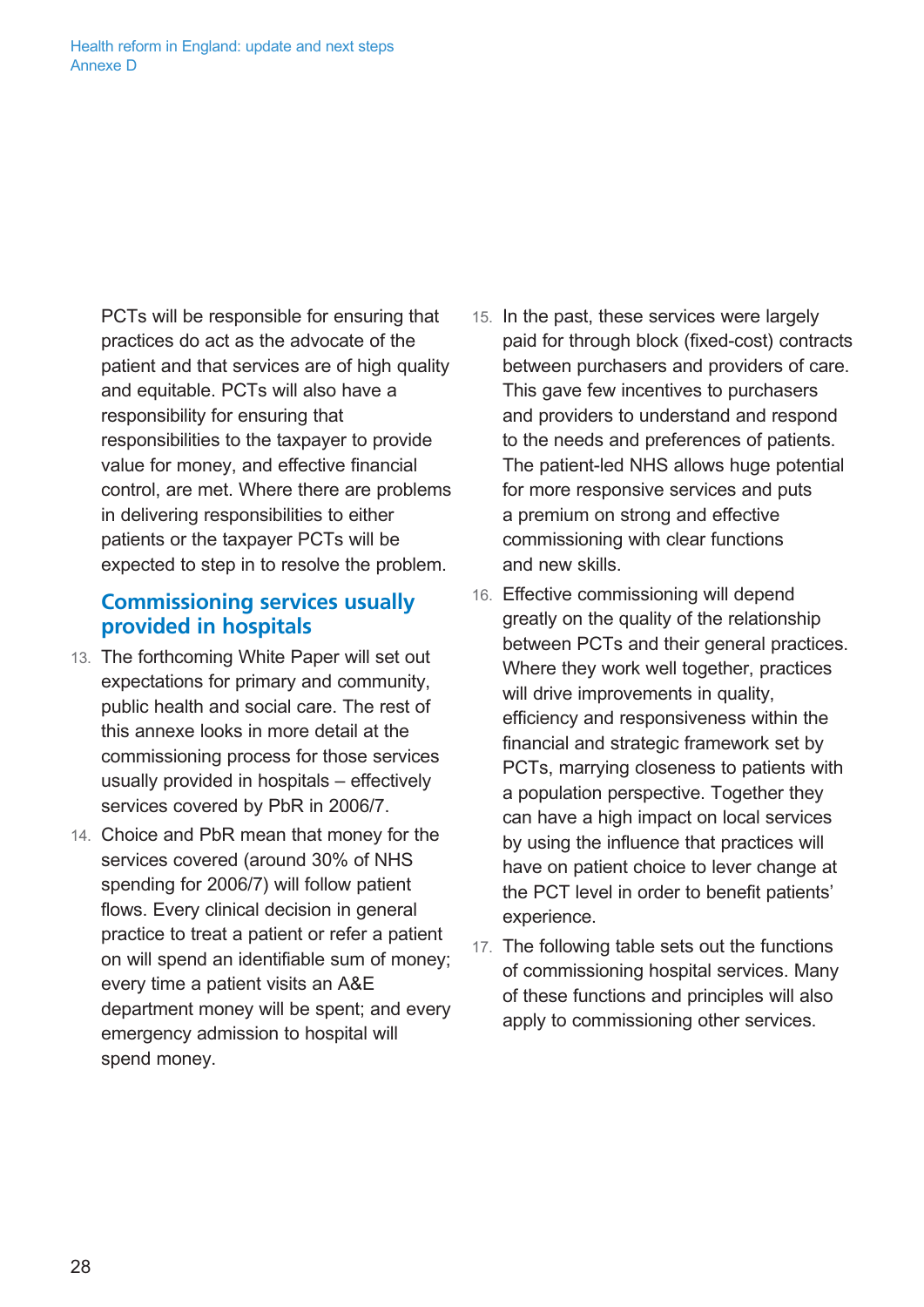PCTs will be responsible for ensuring that practices do act as the advocate of the patient and that services are of high quality and equitable. PCTs will also have a responsibility for ensuring that responsibilities to the taxpayer to provide value for money, and effective financial control, are met. Where there are problems in delivering responsibilities to either patients or the taxpayer PCTs will be expected to step in to resolve the problem.

## Commissioning services usually provided in hospitals

13. The forthcoming White Paper will set out expectations for primary and community, public health and social care. The rest of this annexe looks in more detail at the commissioning process for those services usually provided in hospitals – effectively services covered by PbR in 2006/7.
14. Choice and PbR mean that money for the services covered (around 30% of NHS spending for 2006/7) will follow patient flows. Every clinical decision in general practice to treat a patient or refer a patient on will spend an identifiable sum of money; every time a patient visits an A&E department money will be spent; and every emergency admission to hospital will spend money.
15. In the past, these services were largely paid for through block (fixed-cost) contracts between purchasers and providers of care. This gave few incentives to purchasers and providers to understand and respond to the needs and preferences of patients. The patient-led NHS allows huge potential for more responsive services and puts a premium on strong and effective commissioning with clear functions and new skills.
16. Effective commissioning will depend greatly on the quality of the relationship between PCTs and their general practices. Where they work well together, practices will drive improvements in quality, efficiency and responsiveness within the financial and strategic framework set by PCTs, marrying closeness to patients with a population perspective. Together they can have a high impact on local services by using the influence that practices will have on patient choice to lever change at the PCT level in order to benefit patients' experience.
17. The following table sets out the functions of commissioning hospital services. Many of these functions and principles will also apply to commissioning other services.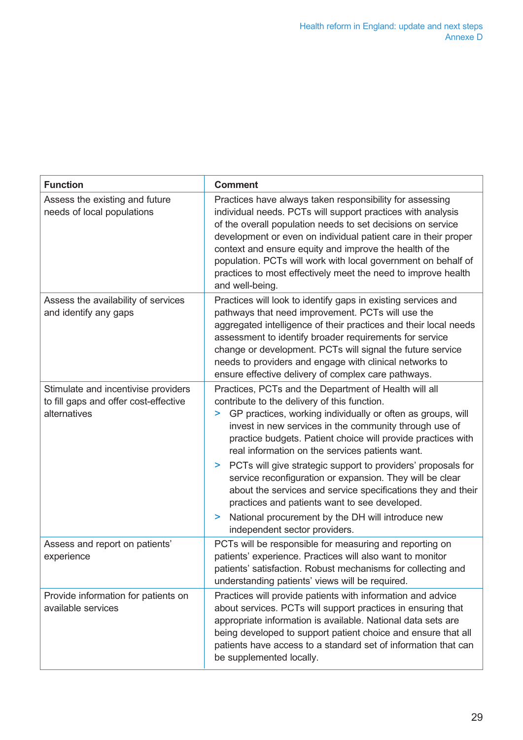| Function | Comment |
| --- | --- |
| Assess the existing and future needs of local populations | Practices have always taken responsibility for assessing individual needs. PCTs will support practices with analysis of the overall population needs to set decisions on service development or even on individual patient care in their proper context and ensure equity and improve the health of the population. PCTs will work with local government on behalf of practices to most effectively meet the need to improve health and well-being. |
| Assess the availability of services and identify any gaps | Practices will look to identify gaps in existing services and pathways that need improvement. PCTs will use the aggregated intelligence of their practices and their local needs assessment to identify broader requirements for service change or development. PCTs will signal the future service needs to providers and engage with clinical networks to ensure effective delivery of complex care pathways. |
| Stimulate and incentivise providers to fill gaps and offer cost-effective alternatives | Practices, PCTs and the Department of Health will all contribute to the delivery of this function.<br>> GP practices, working individually or often as groups, will invest in new services in the community through use of practice budgets. Patient choice will provide practices with real information on the services patients want.<br>> PCTs will give strategic support to providers' proposals for service reconfiguration or expansion. They will be clear about the services and service specifications they and their practices and patients want to see developed.<br>> National procurement by the DH will introduce new independent sector providers. |
| Assess and report on patients' experience | PCTs will be responsible for measuring and reporting on patients' experience. Practices will also want to monitor patients' satisfaction. Robust mechanisms for collecting and understanding patients' views will be required. |
| Provide information for patients on available services | Practices will provide patients with information and advice about services. PCTs will support practices in ensuring that appropriate information is available. National data sets are being developed to support patient choice and ensure that all patients have access to a standard set of information that can be supplemented locally. |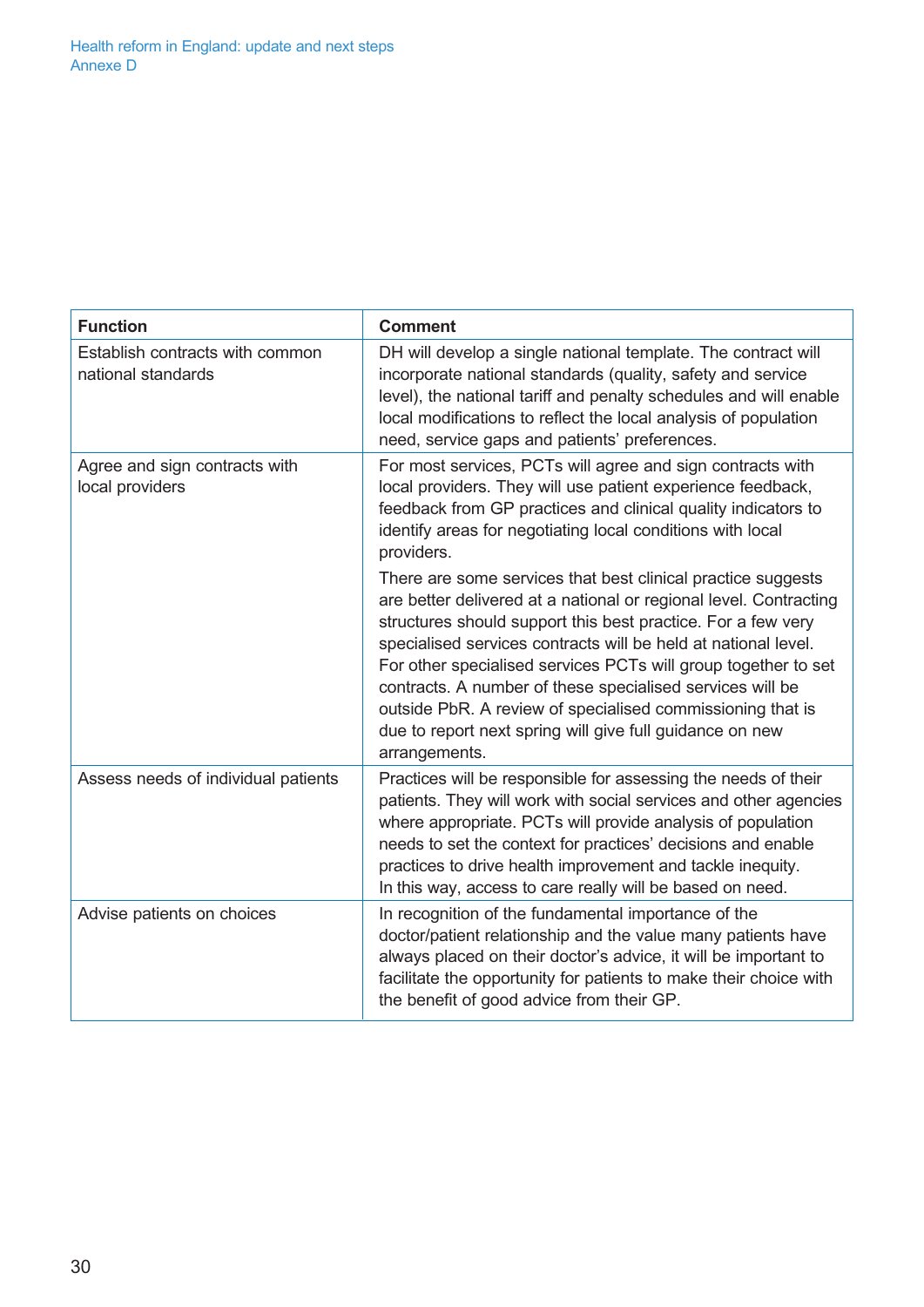| Function | Comment |
| --- | --- |
| Establish contracts with common national standards | DH will develop a single national template. The contract will incorporate national standards (quality, safety and service level), the national tariff and penalty schedules and will enable local modifications to reflect the local analysis of population need, service gaps and patients' preferences. |
| Agree and sign contracts with local providers | For most services, PCTs will agree and sign contracts with local providers. They will use patient experience feedback, feedback from GP practices and clinical quality indicators to identify areas for negotiating local conditions with local providers.<br><br>There are some services that best clinical practice suggests are better delivered at a national or regional level. Contracting structures should support this best practice. For a few very specialised services contracts will be held at national level. For other specialised services PCTs will group together to set contracts. A number of these specialised services will be outside PbR. A review of specialised commissioning that is due to report next spring will give full guidance on new arrangements. |
| Assess needs of individual patients | Practices will be responsible for assessing the needs of their patients. They will work with social services and other agencies where appropriate. PCTs will provide analysis of population needs to set the context for practices' decisions and enable practices to drive health improvement and tackle inequity. In this way, access to care really will be based on need. |
| Advise patients on choices | In recognition of the fundamental importance of the doctor/patient relationship and the value many patients have always placed on their doctor's advice, it will be important to facilitate the opportunity for patients to make their choice with the benefit of good advice from their GP. |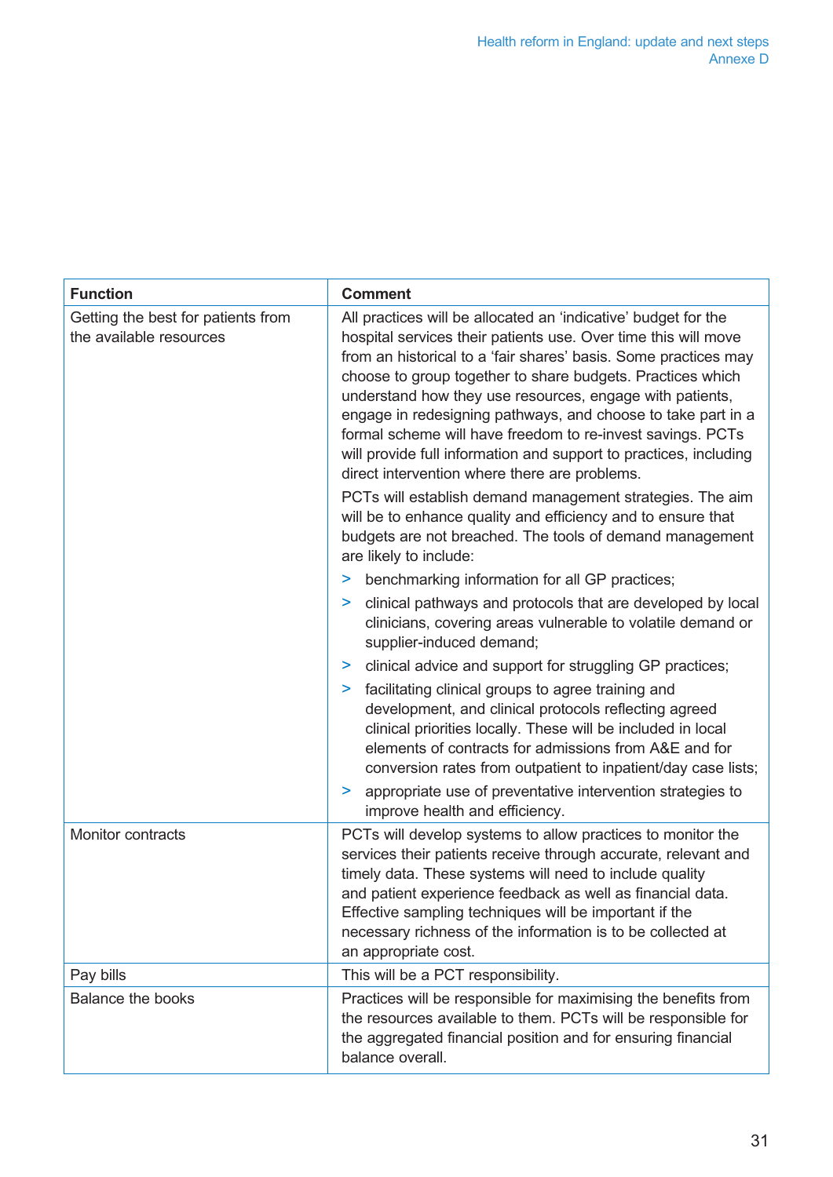| Function | Comment |
|---|---|
| Getting the best for patients from the available resources | All practices will be allocated an 'indicative' budget for the hospital services their patients use. Over time this will move from an historical to a 'fair shares' basis. Some practices may choose to group together to share budgets. Practices which understand how they use resources, engage with patients, engage in redesigning pathways, and choose to take part in a formal scheme will have freedom to re-invest savings. PCTs will provide full information and support to practices, including direct intervention where there are problems.<br><br>PCTs will establish demand management strategies. The aim will be to enhance quality and efficiency and to ensure that budgets are not breached. The tools of demand management are likely to include:<br>> benchmarking information for all GP practices;<br>> clinical pathways and protocols that are developed by local clinicians, covering areas vulnerable to volatile demand or supplier-induced demand;<br>> clinical advice and support for struggling GP practices;<br>> facilitating clinical groups to agree training and development, and clinical protocols reflecting agreed clinical priorities locally. These will be included in local elements of contracts for admissions from A&E and for conversion rates from outpatient to inpatient/day case lists;<br>> appropriate use of preventative intervention strategies to improve health and efficiency. |
| Monitor contracts | PCTs will develop systems to allow practices to monitor the services their patients receive through accurate, relevant and timely data. These systems will need to include quality and patient experience feedback as well as financial data. Effective sampling techniques will be important if the necessary richness of the information is to be collected at an appropriate cost. |
| Pay bills | This will be a PCT responsibility. |
| Balance the books | Practices will be responsible for maximising the benefits from the resources available to them. PCTs will be responsible for the aggregated financial position and for ensuring financial balance overall. |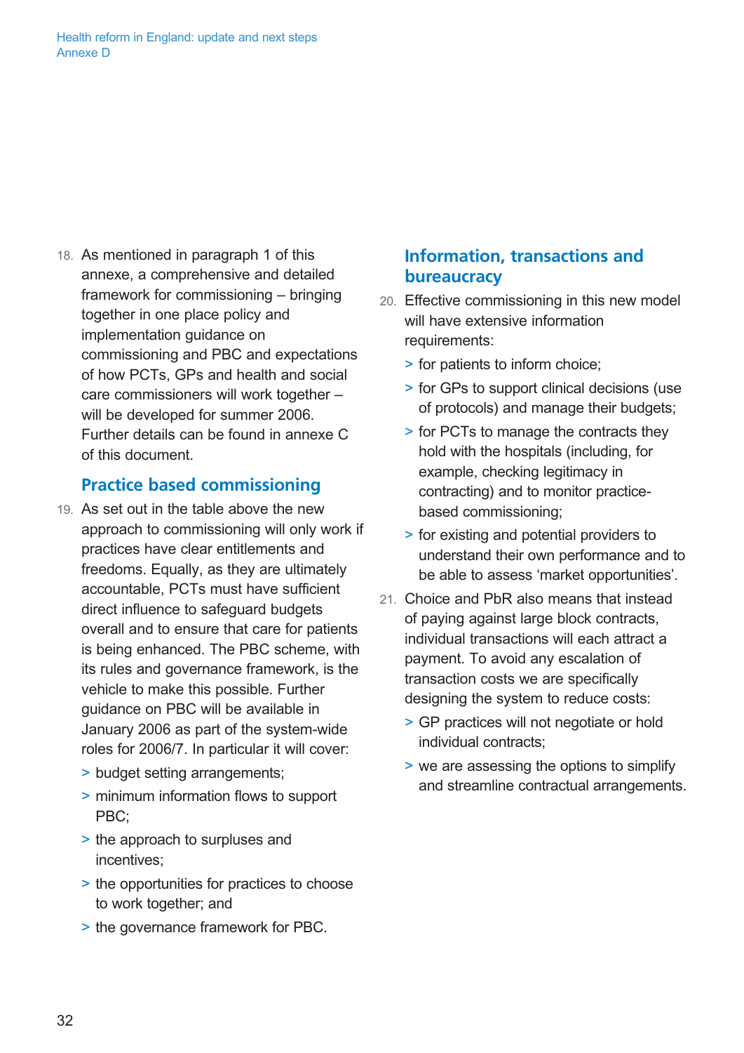18. As mentioned in paragraph 1 of this annexe, a comprehensive and detailed framework for commissioning – bringing together in one place policy and implementation guidance on commissioning and PBC and expectations of how PCTs, GPs and health and social care commissioners will work together – will be developed for summer 2006. Further details can be found in annexe C of this document.

## Practice based commissioning

19. As set out in the table above the new approach to commissioning will only work if practices have clear entitlements and freedoms. Equally, as they are ultimately accountable, PCTs must have sufficient direct influence to safeguard budgets overall and to ensure that care for patients is being enhanced. The PBC scheme, with its rules and governance framework, is the vehicle to make this possible. Further guidance on PBC will be available in January 2006 as part of the system-wide roles for 2006/7. In particular it will cover:
    - budget setting arrangements;
    - minimum information flows to support PBC;
    - the approach to surpluses and incentives;
    - the opportunities for practices to choose to work together; and
    - the governance framework for PBC.

## Information, transactions and bureaucracy

20. Effective commissioning in this new model will have extensive information requirements:
    - for patients to inform choice;
    - for GPs to support clinical decisions (use of protocols) and manage their budgets;
    - for PCTs to manage the contracts they hold with the hospitals (including, for example, checking legitimacy in contracting) and to monitor practice-based commissioning;
    - for existing and potential providers to understand their own performance and to be able to assess 'market opportunities'.
21. Choice and PbR also means that instead of paying against large block contracts, individual transactions will each attract a payment. To avoid any escalation of transaction costs we are specifically designing the system to reduce costs:
    - GP practices will not negotiate or hold individual contracts;
    - we are assessing the options to simplify and streamline contractual arrangements.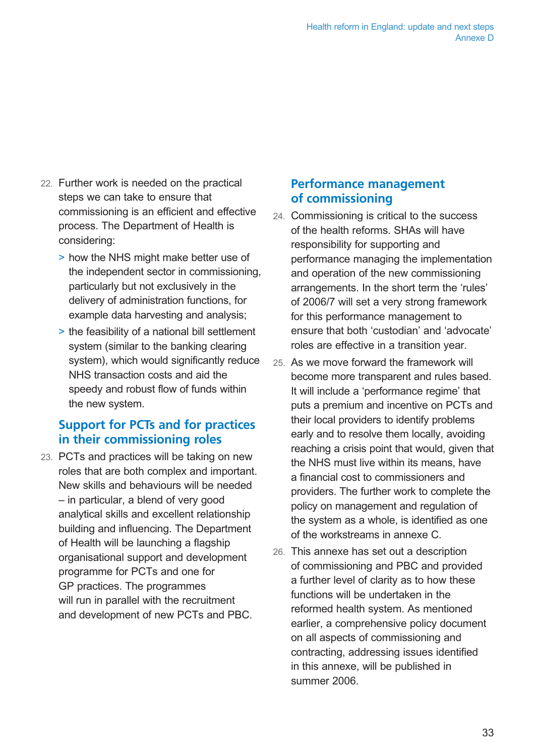22. Further work is needed on the practical steps we can take to ensure that commissioning is an efficient and effective process. The Department of Health is considering:

    - how the NHS might make better use of the independent sector in commissioning, particularly but not exclusively in the delivery of administration functions, for example data harvesting and analysis;
    - the feasibility of a national bill settlement system (similar to the banking clearing system), which would significantly reduce NHS transaction costs and aid the speedy and robust flow of funds within the new system.

## Support for PCTs and for practices in their commissioning roles

23. PCTs and practices will be taking on new roles that are both complex and important. New skills and behaviours will be needed – in particular, a blend of very good analytical skills and excellent relationship building and influencing. The Department of Health will be launching a flagship organisational support and development programme for PCTs and one for GP practices. The programmes will run in parallel with the recruitment and development of new PCTs and PBC.

## Performance management of commissioning

24. Commissioning is critical to the success of the health reforms. SHAs will have responsibility for supporting and performance managing the implementation and operation of the new commissioning arrangements. In the short term the 'rules' of 2006/7 will set a very strong framework for this performance management to ensure that both 'custodian' and 'advocate' roles are effective in a transition year.

25. As we move forward the framework will become more transparent and rules based. It will include a 'performance regime' that puts a premium and incentive on PCTs and their local providers to identify problems early and to resolve them locally, avoiding reaching a crisis point that would, given that the NHS must live within its means, have a financial cost to commissioners and providers. The further work to complete the policy on management and regulation of the system as a whole, is identified as one of the workstreams in annexe C.

26. This annexe has set out a description of commissioning and PBC and provided a further level of clarity as to how these functions will be undertaken in the reformed health system. As mentioned earlier, a comprehensive policy document on all aspects of commissioning and contracting, addressing issues identified in this annexe, will be published in summer 2006.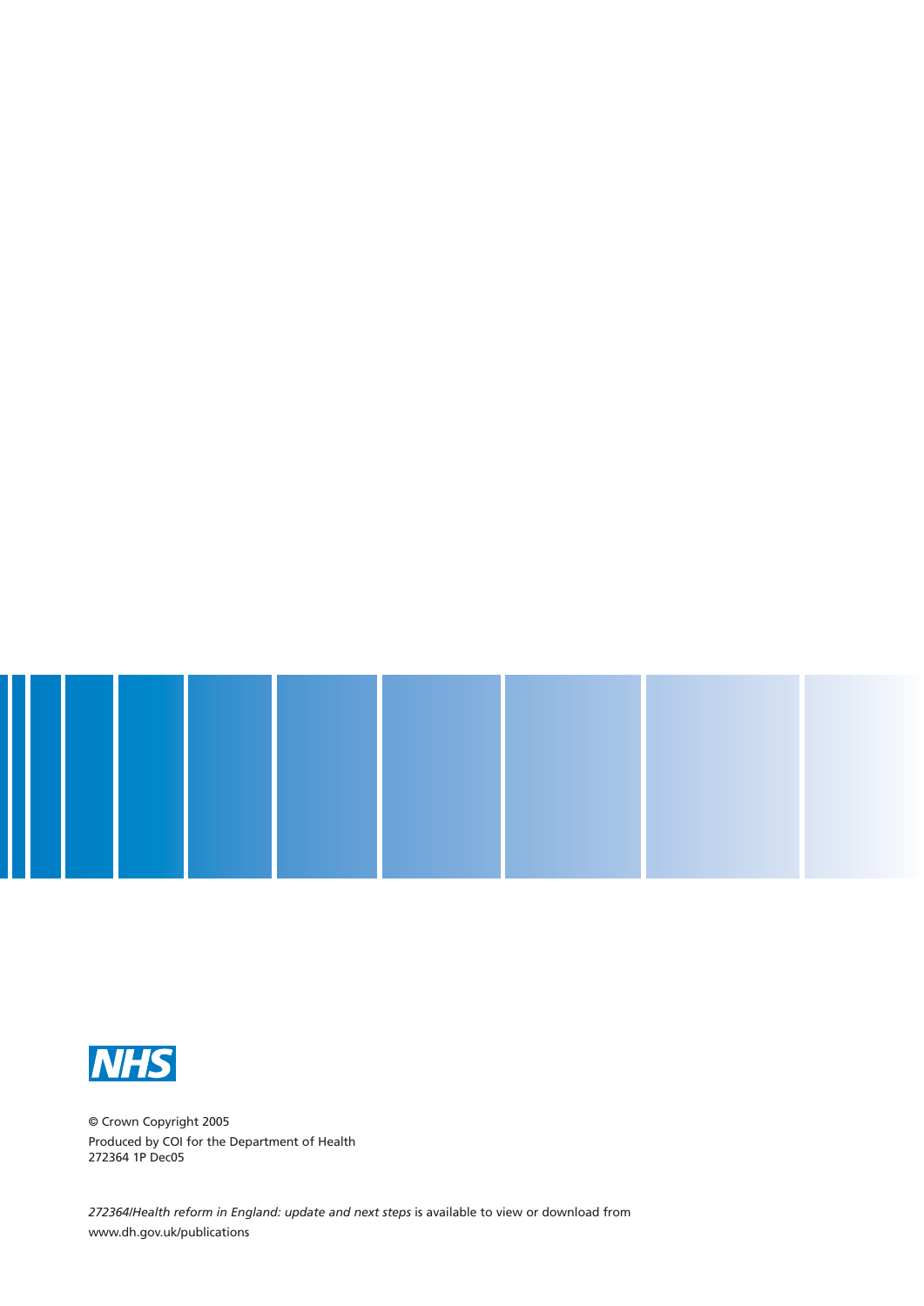NHS

© Crown Copyright 2005
Produced by COI for the Department of Health
272364 1P Dec05

*272364/Health reform in England: update and next steps* is available to view or download from
www.dh.gov.uk/publications